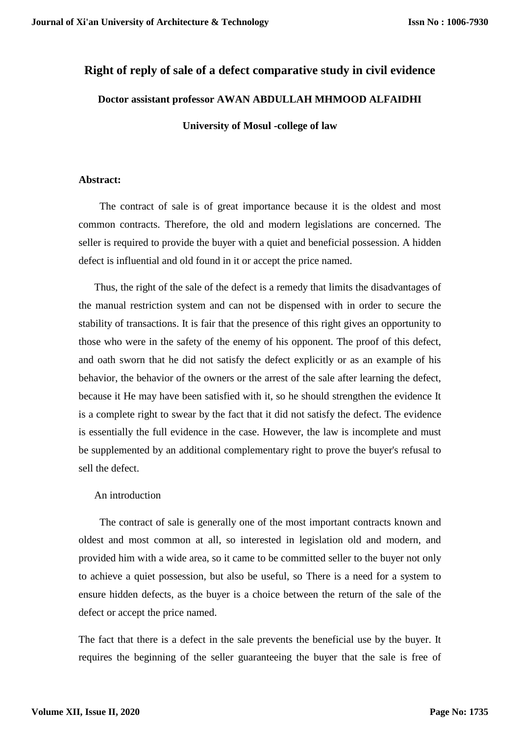# Right of reply of sale of a defect comparative study in civil evidence

**Doctor assistant professor AWAN ABDULLAH MHMOOD ALFAIDHI**

**University of Mosul -college of law**

**Abstract:**

The contract of sale is of great importance because it is the oldest and most common contracts. Therefore, the old and modern legislations are concerned. The seller is required to provide the buyer with a quiet and beneficial possession. A hidden defect is influential and old found in it or accept the price named.

Thus, the right of the sale of the defect is a remedy that limits the disadvantages of the manual restriction system and can not be dispensed with in order to secure the stability of transactions. It is fair that the presence of this right gives an opportunity to those who were in the safety of the enemy of his opponent. The proof of this defect, and oath sworn that he did not satisfy the defect explicitly or as an example of his behavior, the behavior of the owners or the arrest of the sale after learning the defect, because it He may have been satisfied with it, so he should strengthen the evidence It is a complete right to swear by the fact that it did not satisfy the defect. The evidence is essentially the full evidence in the case. However, the law is incomplete and must be supplemented by an additional complementary right to prove the buyer's refusal to sell the defect.

An introduction

The contract of sale is generally one of the most important contracts known and oldest and most common at all, so interested in legislation old and modern, and provided him with a wide area, so it came to be committed seller to the buyer not only to achieve a quiet possession, but also be useful, so There is a need for a system to ensure hidden defects, as the buyer is a choice between the return of the sale of the defect or accept the price named.

The fact that there is a defect in the sale prevents the beneficial use by the buyer. It requires the beginning of the seller guaranteeing the buyer that the sale is free of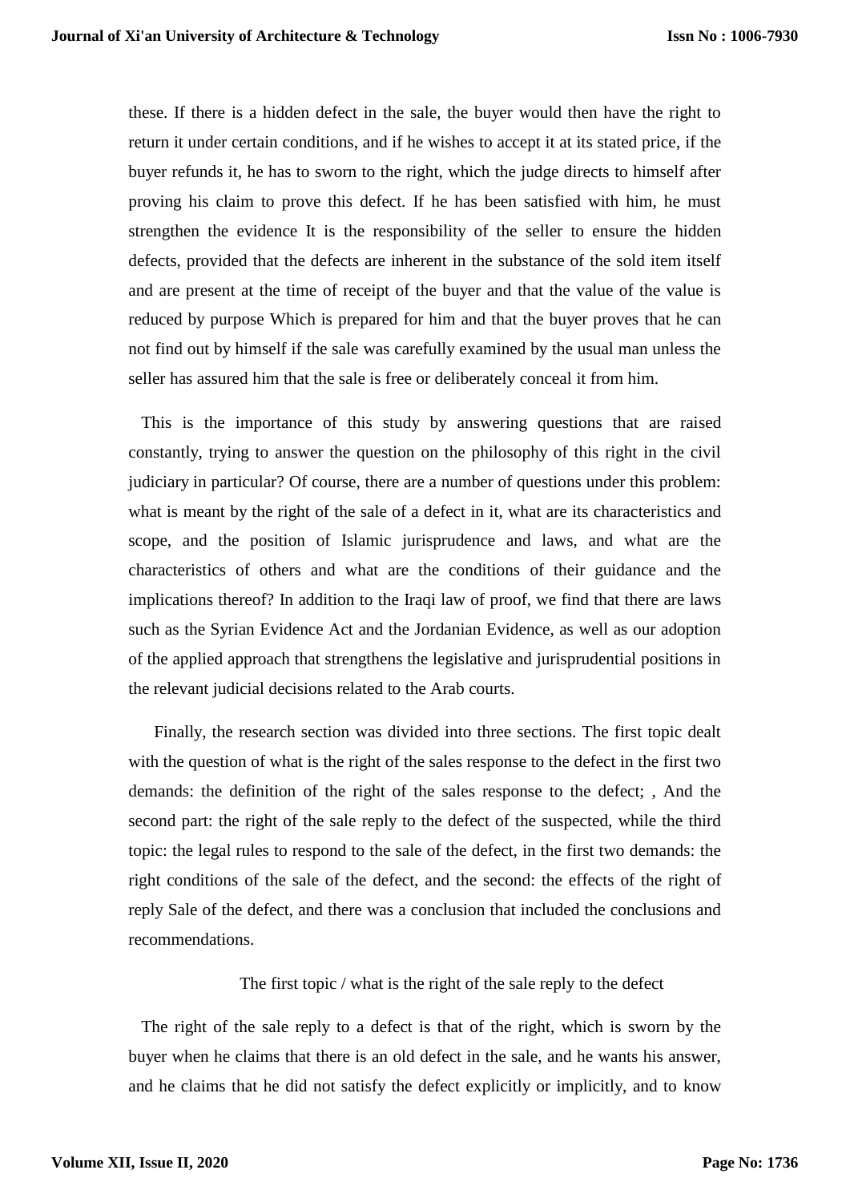these. If there is a hidden defect in the sale, the buyer would then have the right to return it under certain conditions, and if he wishes to accept it at its stated price, if the buyer refunds it, he has to sworn to the right, which the judge directs to himself after proving his claim to prove this defect. If he has been satisfied with him, he must strengthen the evidence It is the responsibility of the seller to ensure the hidden defects, provided that the defects are inherent in the substance of the sold item itself and are present at the time of receipt of the buyer and that the value of the value is reduced by purpose Which is prepared for him and that the buyer proves that he can not find out by himself if the sale was carefully examined by the usual man unless the seller has assured him that the sale is free or deliberately conceal it from him.

This is the importance of this study by answering questions that are raised constantly, trying to answer the question on the philosophy of this right in the civil judiciary in particular? Of course, there are a number of questions under this problem: what is meant by the right of the sale of a defect in it, what are its characteristics and scope, and the position of Islamic jurisprudence and laws, and what are the characteristics of others and what are the conditions of their guidance and the implications thereof? In addition to the Iraqi law of proof, we find that there are laws such as the Syrian Evidence Act and the Jordanian Evidence, as well as our adoption of the applied approach that strengthens the legislative and jurisprudential positions in the relevant judicial decisions related to the Arab courts.

Finally, the research section was divided into three sections. The first topic dealt with the question of what is the right of the sales response to the defect in the first two demands: the definition of the right of the sales response to the defect; , And the second part: the right of the sale reply to the defect of the suspected, while the third topic: the legal rules to respond to the sale of the defect, in the first two demands: the right conditions of the sale of the defect, and the second: the effects of the right of reply Sale of the defect, and there was a conclusion that included the conclusions and recommendations.

## The first topic / what is the right of the sale reply to the defect

The right of the sale reply to a defect is that of the right, which is sworn by the buyer when he claims that there is an old defect in the sale, and he wants his answer, and he claims that he did not satisfy the defect explicitly or implicitly, and to know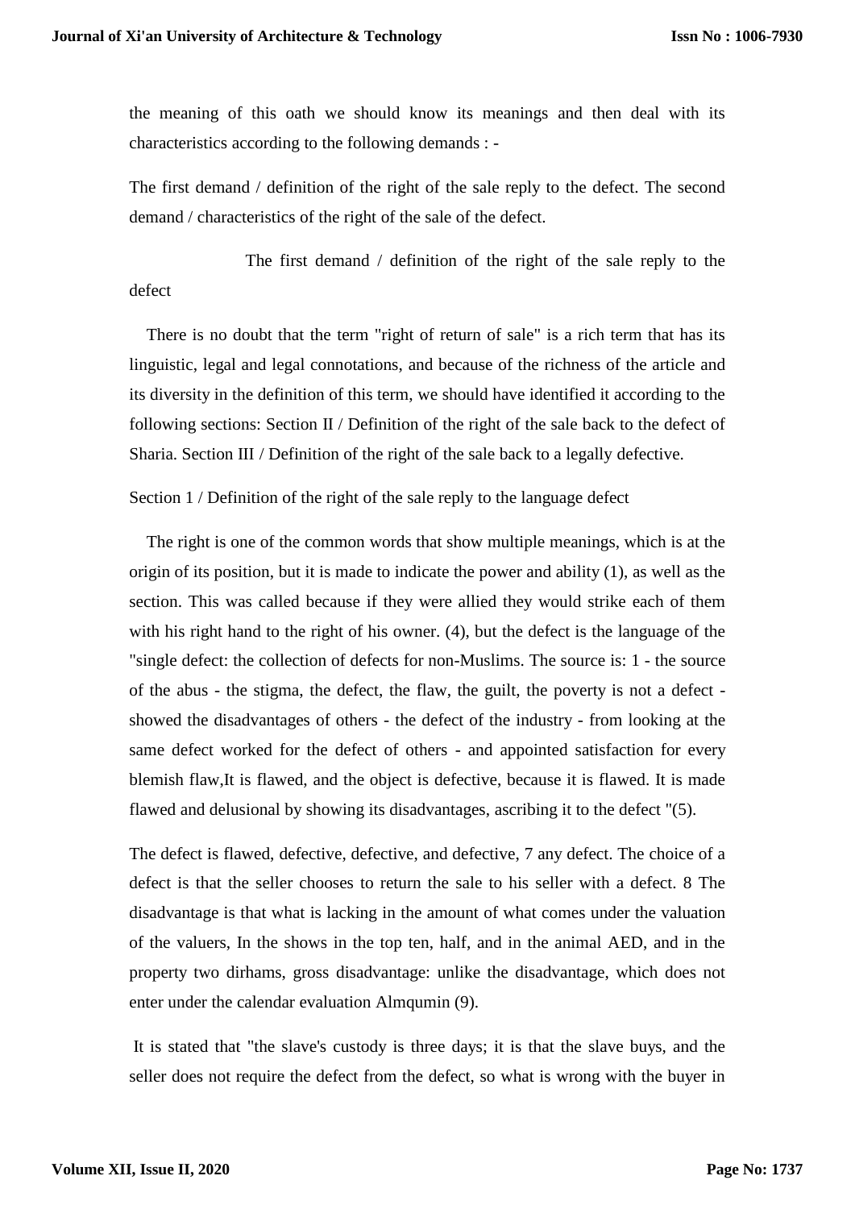the meaning of this oath we should know its meanings and then deal with its characteristics according to the following demands : -

The first demand / definition of the right of the sale reply to the defect. The second demand / characteristics of the right of the sale of the defect.

### The first demand / definition of the right of the sale reply to the defect

There is no doubt that the term "right of return of sale" is a rich term that has its linguistic, legal and legal connotations, and because of the richness of the article and its diversity in the definition of this term, we should have identified it according to the following sections: Section II / Definition of the right of the sale back to the defect of Sharia. Section III / Definition of the right of the sale back to a legally defective.

Section 1 / Definition of the right of the sale reply to the language defect

The right is one of the common words that show multiple meanings, which is at the origin of its position, but it is made to indicate the power and ability (1), as well as the section. This was called because if they were allied they would strike each of them with his right hand to the right of his owner. (4), but the defect is the language of the "single defect: the collection of defects for non-Muslims. The source is: 1 - the source of the abus - the stigma, the defect, the flaw, the guilt, the poverty is not a defect - showed the disadvantages of others - the defect of the industry - from looking at the same defect worked for the defect of others - and appointed satisfaction for every blemish flaw,It is flawed, and the object is defective, because it is flawed. It is made flawed and delusional by showing its disadvantages, ascribing it to the defect "(5).

The defect is flawed, defective, defective, and defective, 7 any defect. The choice of a defect is that the seller chooses to return the sale to his seller with a defect. 8 The disadvantage is that what is lacking in the amount of what comes under the valuation of the valuers, In the shows in the top ten, half, and in the animal AED, and in the property two dirhams, gross disadvantage: unlike the disadvantage, which does not enter under the calendar evaluation Almqumin (9).

It is stated that "the slave's custody is three days; it is that the slave buys, and the seller does not require the defect from the defect, so what is wrong with the buyer in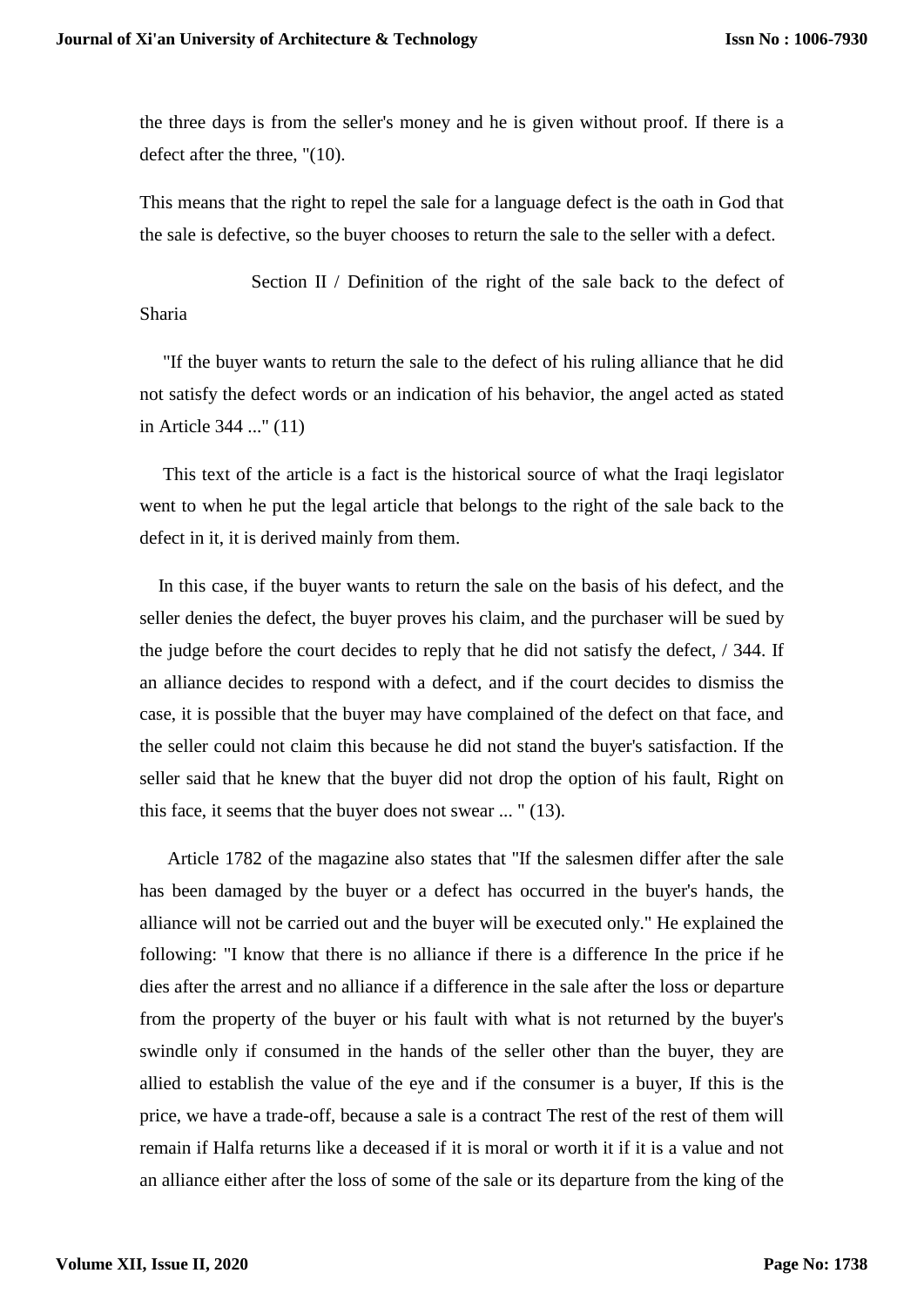the three days is from the seller's money and he is given without proof. If there is a defect after the three, "(10).

This means that the right to repel the sale for a language defect is the oath in God that the sale is defective, so the buyer chooses to return the sale to the seller with a defect.

### Section II / Definition of the right of the sale back to the defect of Sharia

"If the buyer wants to return the sale to the defect of his ruling alliance that he did not satisfy the defect words or an indication of his behavior, the angel acted as stated in Article 344 ..." (11)

This text of the article is a fact is the historical source of what the Iraqi legislator went to when he put the legal article that belongs to the right of the sale back to the defect in it, it is derived mainly from them.

In this case, if the buyer wants to return the sale on the basis of his defect, and the seller denies the defect, the buyer proves his claim, and the purchaser will be sued by the judge before the court decides to reply that he did not satisfy the defect, / 344. If an alliance decides to respond with a defect, and if the court decides to dismiss the case, it is possible that the buyer may have complained of the defect on that face, and the seller could not claim this because he did not stand the buyer's satisfaction. If the seller said that he knew that the buyer did not drop the option of his fault, Right on this face, it seems that the buyer does not swear ... " (13).

Article 1782 of the magazine also states that "If the salesmen differ after the sale has been damaged by the buyer or a defect has occurred in the buyer's hands, the alliance will not be carried out and the buyer will be executed only." He explained the following: "I know that there is no alliance if there is a difference In the price if he dies after the arrest and no alliance if a difference in the sale after the loss or departure from the property of the buyer or his fault with what is not returned by the buyer's swindle only if consumed in the hands of the seller other than the buyer, they are allied to establish the value of the eye and if the consumer is a buyer, If this is the price, we have a trade-off, because a sale is a contract The rest of the rest of them will remain if Halfa returns like a deceased if it is moral or worth it if it is a value and not an alliance either after the loss of some of the sale or its departure from the king of the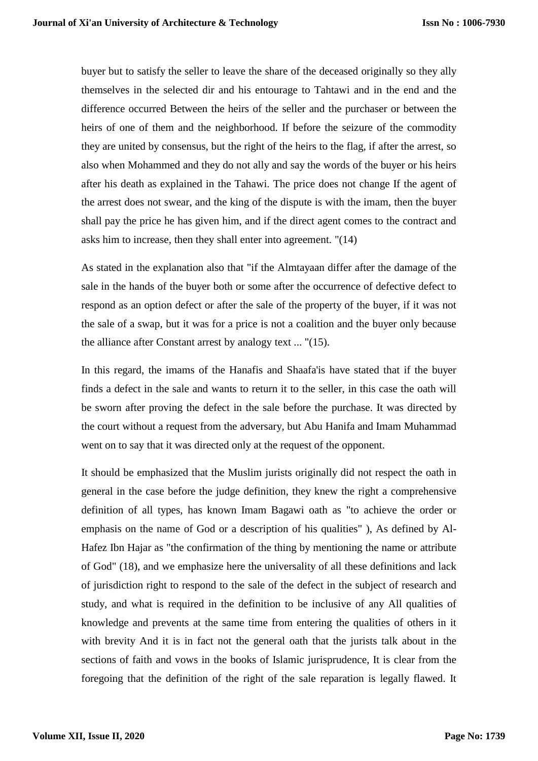buyer but to satisfy the seller to leave the share of the deceased originally so they ally themselves in the selected dir and his entourage to Tahtawi and in the end and the difference occurred Between the heirs of the seller and the purchaser or between the heirs of one of them and the neighborhood. If before the seizure of the commodity they are united by consensus, but the right of the heirs to the flag, if after the arrest, so also when Mohammed and they do not ally and say the words of the buyer or his heirs after his death as explained in the Tahawi. The price does not change If the agent of the arrest does not swear, and the king of the dispute is with the imam, then the buyer shall pay the price he has given him, and if the direct agent comes to the contract and asks him to increase, then they shall enter into agreement. "(14)

As stated in the explanation also that "if the Almtayaan differ after the damage of the sale in the hands of the buyer both or some after the occurrence of defective defect to respond as an option defect or after the sale of the property of the buyer, if it was not the sale of a swap, but it was for a price is not a coalition and the buyer only because the alliance after Constant arrest by analogy text ... "(15).

In this regard, the imams of the Hanafis and Shaafa'is have stated that if the buyer finds a defect in the sale and wants to return it to the seller, in this case the oath will be sworn after proving the defect in the sale before the purchase. It was directed by the court without a request from the adversary, but Abu Hanifa and Imam Muhammad went on to say that it was directed only at the request of the opponent.

It should be emphasized that the Muslim jurists originally did not respect the oath in general in the case before the judge definition, they knew the right a comprehensive definition of all types, has known Imam Bagawi oath as "to achieve the order or emphasis on the name of God or a description of his qualities" ), As defined by Al-Hafez Ibn Hajar as "the confirmation of the thing by mentioning the name or attribute of God" (18), and we emphasize here the universality of all these definitions and lack of jurisdiction right to respond to the sale of the defect in the subject of research and study, and what is required in the definition to be inclusive of any All qualities of knowledge and prevents at the same time from entering the qualities of others in it with brevity And it is in fact not the general oath that the jurists talk about in the sections of faith and vows in the books of Islamic jurisprudence, It is clear from the foregoing that the definition of the right of the sale reparation is legally flawed. It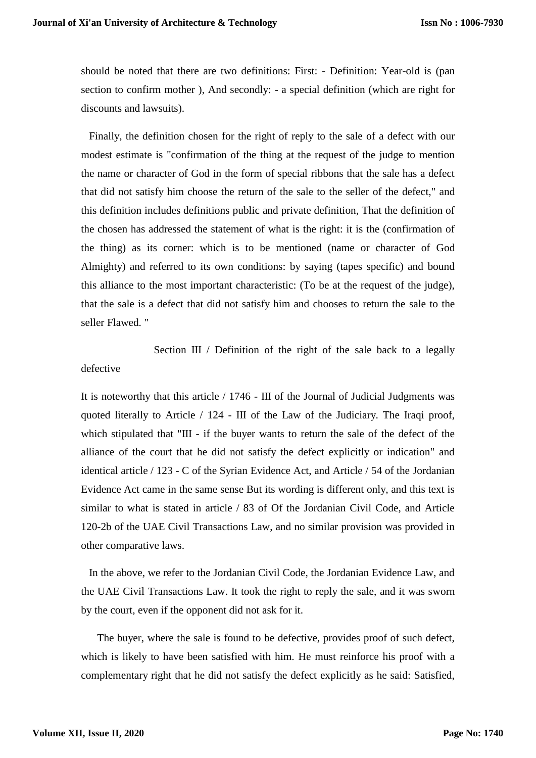should be noted that there are two definitions: First: - Definition: Year-old is (pan section to confirm mother ), And secondly: - a special definition (which are right for discounts and lawsuits).

Finally, the definition chosen for the right of reply to the sale of a defect with our modest estimate is "confirmation of the thing at the request of the judge to mention the name or character of God in the form of special ribbons that the sale has a defect that did not satisfy him choose the return of the sale to the seller of the defect," and this definition includes definitions public and private definition, That the definition of the chosen has addressed the statement of what is the right: it is the (confirmation of the thing) as its corner: which is to be mentioned (name or character of God Almighty) and referred to its own conditions: by saying (tapes specific) and bound this alliance to the most important characteristic: (To be at the request of the judge), that the sale is a defect that did not satisfy him and chooses to return the sale to the seller Flawed. "

## Section III / Definition of the right of the sale back to a legally defective

It is noteworthy that this article / 1746 - III of the Journal of Judicial Judgments was quoted literally to Article / 124 - III of the Law of the Judiciary. The Iraqi proof, which stipulated that "III - if the buyer wants to return the sale of the defect of the alliance of the court that he did not satisfy the defect explicitly or indication" and identical article / 123 - C of the Syrian Evidence Act, and Article / 54 of the Jordanian Evidence Act came in the same sense But its wording is different only, and this text is similar to what is stated in article / 83 of Of the Jordanian Civil Code, and Article 120-2b of the UAE Civil Transactions Law, and no similar provision was provided in other comparative laws.

In the above, we refer to the Jordanian Civil Code, the Jordanian Evidence Law, and the UAE Civil Transactions Law. It took the right to reply the sale, and it was sworn by the court, even if the opponent did not ask for it.

The buyer, where the sale is found to be defective, provides proof of such defect, which is likely to have been satisfied with him. He must reinforce his proof with a complementary right that he did not satisfy the defect explicitly as he said: Satisfied,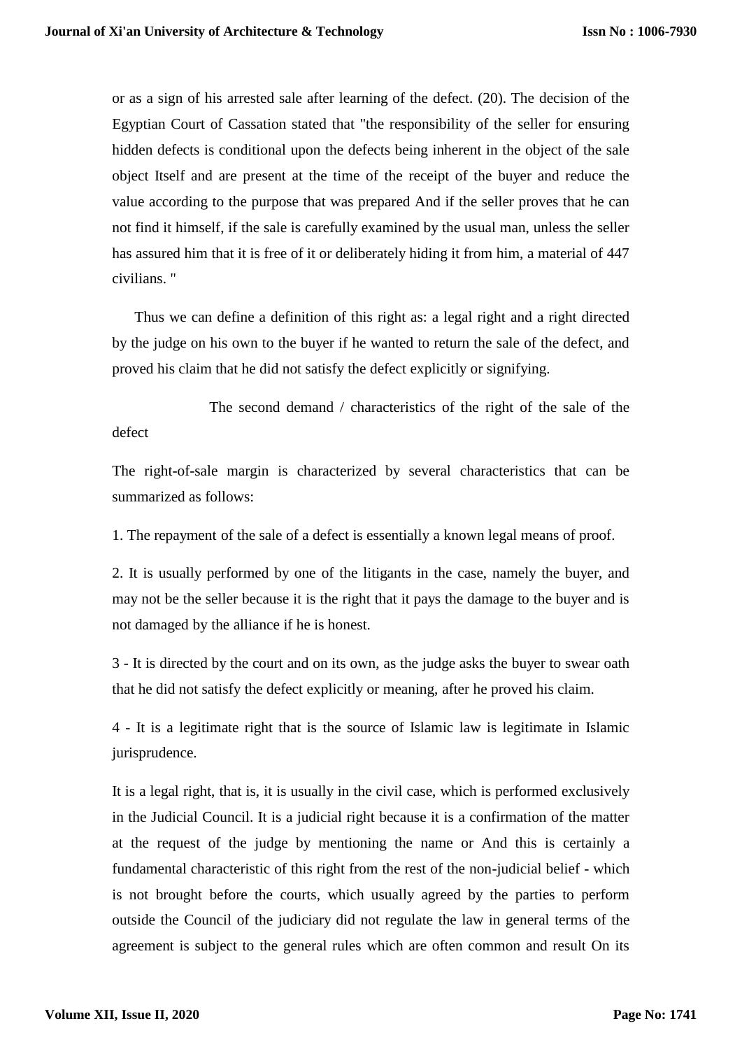or as a sign of his arrested sale after learning of the defect. (20). The decision of the Egyptian Court of Cassation stated that "the responsibility of the seller for ensuring hidden defects is conditional upon the defects being inherent in the object of the sale object Itself and are present at the time of the receipt of the buyer and reduce the value according to the purpose that was prepared And if the seller proves that he can not find it himself, if the sale is carefully examined by the usual man, unless the seller has assured him that it is free of it or deliberately hiding it from him, a material of 447 civilians. "

Thus we can define a definition of this right as: a legal right and a right directed by the judge on his own to the buyer if he wanted to return the sale of the defect, and proved his claim that he did not satisfy the defect explicitly or signifying.

### The second demand / characteristics of the right of the sale of the defect

The right-of-sale margin is characterized by several characteristics that can be summarized as follows:

1. The repayment of the sale of a defect is essentially a known legal means of proof.

2. It is usually performed by one of the litigants in the case, namely the buyer, and may not be the seller because it is the right that it pays the damage to the buyer and is not damaged by the alliance if he is honest.

3 - It is directed by the court and on its own, as the judge asks the buyer to swear oath that he did not satisfy the defect explicitly or meaning, after he proved his claim.

4 - It is a legitimate right that is the source of Islamic law is legitimate in Islamic jurisprudence.

It is a legal right, that is, it is usually in the civil case, which is performed exclusively in the Judicial Council. It is a judicial right because it is a confirmation of the matter at the request of the judge by mentioning the name or And this is certainly a fundamental characteristic of this right from the rest of the non-judicial belief - which is not brought before the courts, which usually agreed by the parties to perform outside the Council of the judiciary did not regulate the law in general terms of the agreement is subject to the general rules which are often common and result On its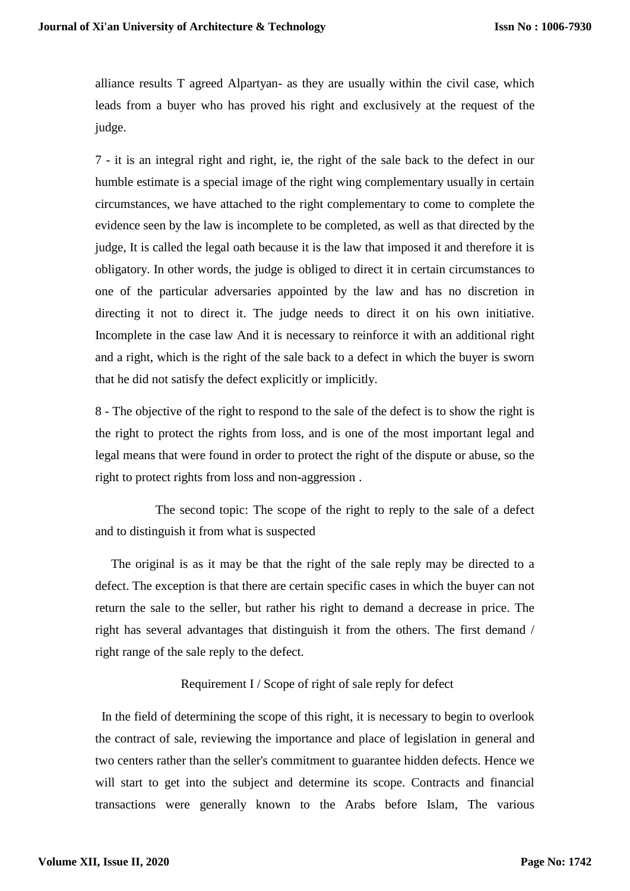alliance results T agreed Alpartyan- as they are usually within the civil case, which leads from a buyer who has proved his right and exclusively at the request of the judge.

7 - it is an integral right and right, ie, the right of the sale back to the defect in our humble estimate is a special image of the right wing complementary usually in certain circumstances, we have attached to the right complementary to come to complete the evidence seen by the law is incomplete to be completed, as well as that directed by the judge, It is called the legal oath because it is the law that imposed it and therefore it is obligatory. In other words, the judge is obliged to direct it in certain circumstances to one of the particular adversaries appointed by the law and has no discretion in directing it not to direct it. The judge needs to direct it on his own initiative. Incomplete in the case law And it is necessary to reinforce it with an additional right and a right, which is the right of the sale back to a defect in which the buyer is sworn that he did not satisfy the defect explicitly or implicitly.

8 - The objective of the right to respond to the sale of the defect is to show the right is the right to protect the rights from loss, and is one of the most important legal and legal means that were found in order to protect the right of the dispute or abuse, so the right to protect rights from loss and non-aggression .

## The second topic: The scope of the right to reply to the sale of a defect and to distinguish it from what is suspected

The original is as it may be that the right of the sale reply may be directed to a defect. The exception is that there are certain specific cases in which the buyer can not return the sale to the seller, but rather his right to demand a decrease in price. The right has several advantages that distinguish it from the others. The first demand / right range of the sale reply to the defect.

### Requirement I / Scope of right of sale reply for defect

In the field of determining the scope of this right, it is necessary to begin to overlook the contract of sale, reviewing the importance and place of legislation in general and two centers rather than the seller's commitment to guarantee hidden defects. Hence we will start to get into the subject and determine its scope. Contracts and financial transactions were generally known to the Arabs before Islam, The various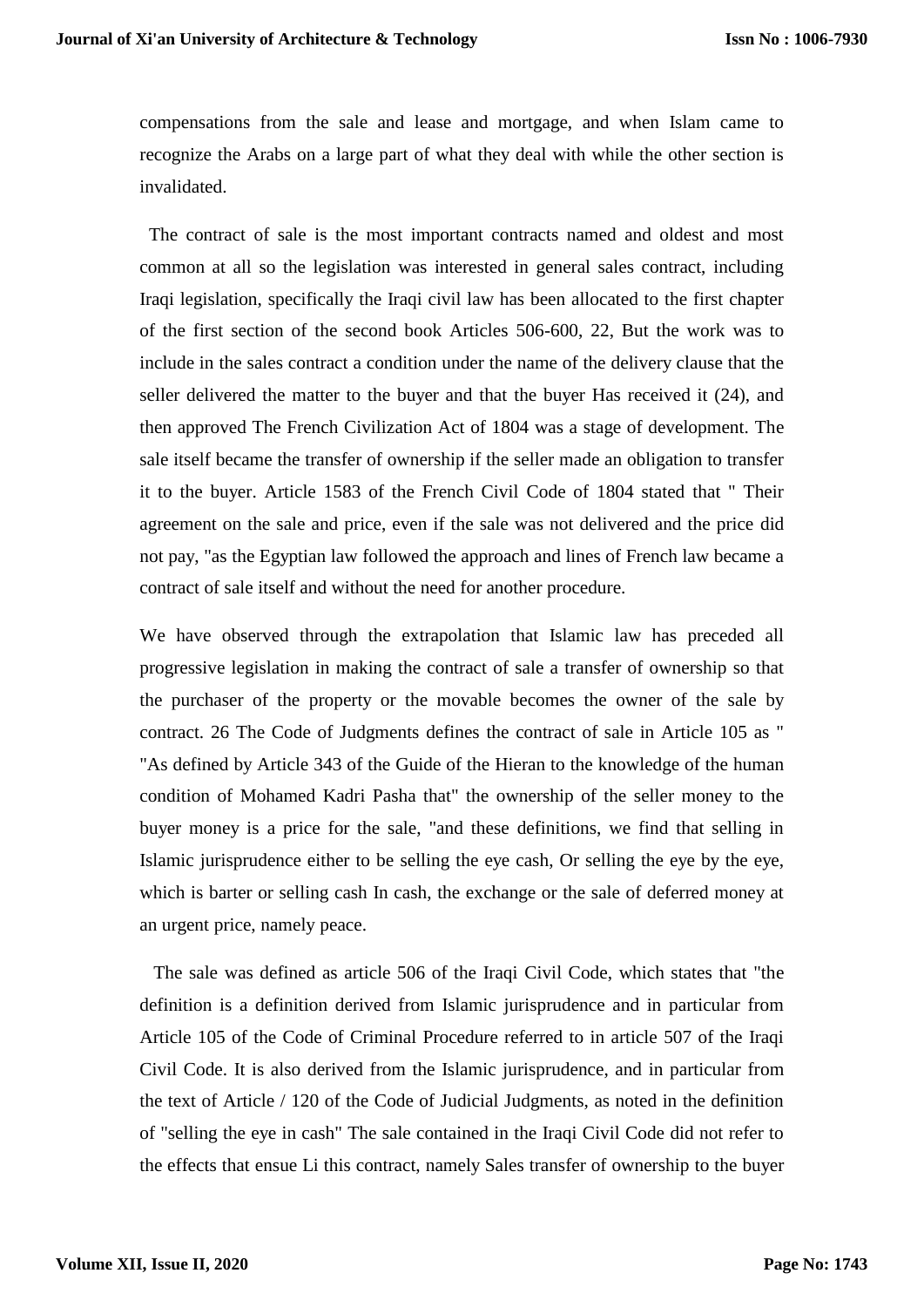compensations from the sale and lease and mortgage, and when Islam came to recognize the Arabs on a large part of what they deal with while the other section is invalidated.

The contract of sale is the most important contracts named and oldest and most common at all so the legislation was interested in general sales contract, including Iraqi legislation, specifically the Iraqi civil law has been allocated to the first chapter of the first section of the second book Articles 506-600, 22, But the work was to include in the sales contract a condition under the name of the delivery clause that the seller delivered the matter to the buyer and that the buyer Has received it (24), and then approved The French Civilization Act of 1804 was a stage of development. The sale itself became the transfer of ownership if the seller made an obligation to transfer it to the buyer. Article 1583 of the French Civil Code of 1804 stated that " Their agreement on the sale and price, even if the sale was not delivered and the price did not pay, "as the Egyptian law followed the approach and lines of French law became a contract of sale itself and without the need for another procedure.

We have observed through the extrapolation that Islamic law has preceded all progressive legislation in making the contract of sale a transfer of ownership so that the purchaser of the property or the movable becomes the owner of the sale by contract. 26 The Code of Judgments defines the contract of sale in Article 105 as " "As defined by Article 343 of the Guide of the Hieran to the knowledge of the human condition of Mohamed Kadri Pasha that" the ownership of the seller money to the buyer money is a price for the sale, "and these definitions, we find that selling in Islamic jurisprudence either to be selling the eye cash, Or selling the eye by the eye, which is barter or selling cash In cash, the exchange or the sale of deferred money at an urgent price, namely peace.

The sale was defined as article 506 of the Iraqi Civil Code, which states that "the definition is a definition derived from Islamic jurisprudence and in particular from Article 105 of the Code of Criminal Procedure referred to in article 507 of the Iraqi Civil Code. It is also derived from the Islamic jurisprudence, and in particular from the text of Article / 120 of the Code of Judicial Judgments, as noted in the definition of "selling the eye in cash" The sale contained in the Iraqi Civil Code did not refer to the effects that ensue Li this contract, namely Sales transfer of ownership to the buyer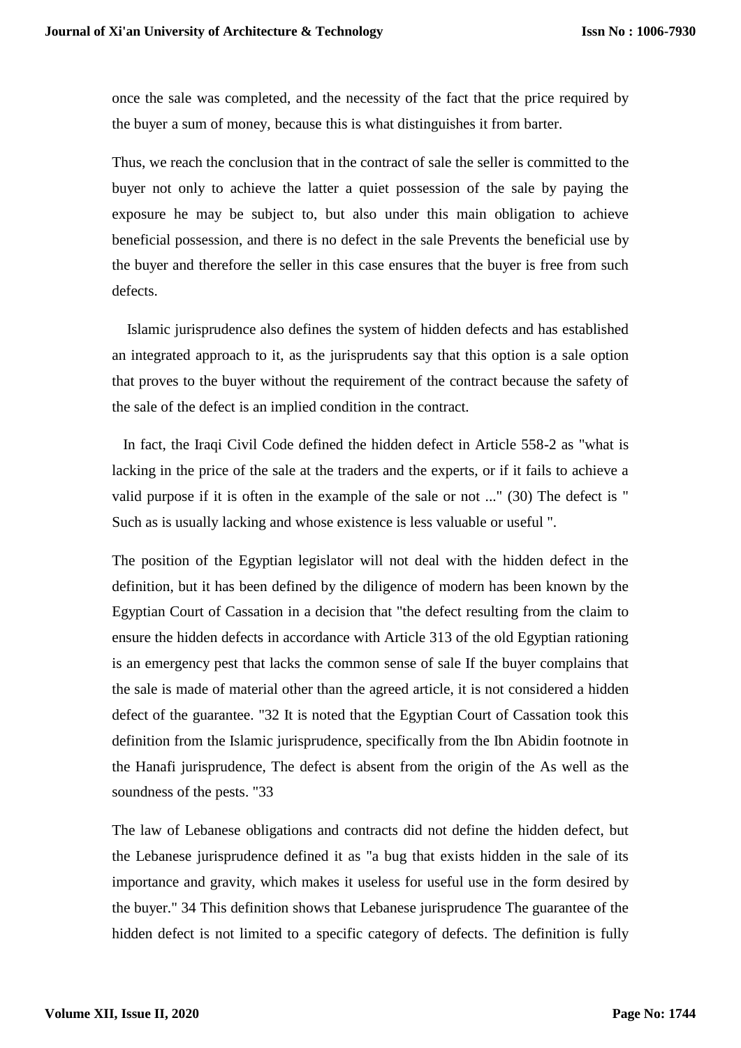once the sale was completed, and the necessity of the fact that the price required by the buyer a sum of money, because this is what distinguishes it from barter.

Thus, we reach the conclusion that in the contract of sale the seller is committed to the buyer not only to achieve the latter a quiet possession of the sale by paying the exposure he may be subject to, but also under this main obligation to achieve beneficial possession, and there is no defect in the sale Prevents the beneficial use by the buyer and therefore the seller in this case ensures that the buyer is free from such defects.

Islamic jurisprudence also defines the system of hidden defects and has established an integrated approach to it, as the jurisprudents say that this option is a sale option that proves to the buyer without the requirement of the contract because the safety of the sale of the defect is an implied condition in the contract.

In fact, the Iraqi Civil Code defined the hidden defect in Article 558-2 as "what is lacking in the price of the sale at the traders and the experts, or if it fails to achieve a valid purpose if it is often in the example of the sale or not ..." (30) The defect is " Such as is usually lacking and whose existence is less valuable or useful ".

The position of the Egyptian legislator will not deal with the hidden defect in the definition, but it has been defined by the diligence of modern has been known by the Egyptian Court of Cassation in a decision that "the defect resulting from the claim to ensure the hidden defects in accordance with Article 313 of the old Egyptian rationing is an emergency pest that lacks the common sense of sale If the buyer complains that the sale is made of material other than the agreed article, it is not considered a hidden defect of the guarantee. "32 It is noted that the Egyptian Court of Cassation took this definition from the Islamic jurisprudence, specifically from the Ibn Abidin footnote in the Hanafi jurisprudence, The defect is absent from the origin of the As well as the soundness of the pests. "33

The law of Lebanese obligations and contracts did not define the hidden defect, but the Lebanese jurisprudence defined it as "a bug that exists hidden in the sale of its importance and gravity, which makes it useless for useful use in the form desired by the buyer." 34 This definition shows that Lebanese jurisprudence The guarantee of the hidden defect is not limited to a specific category of defects. The definition is fully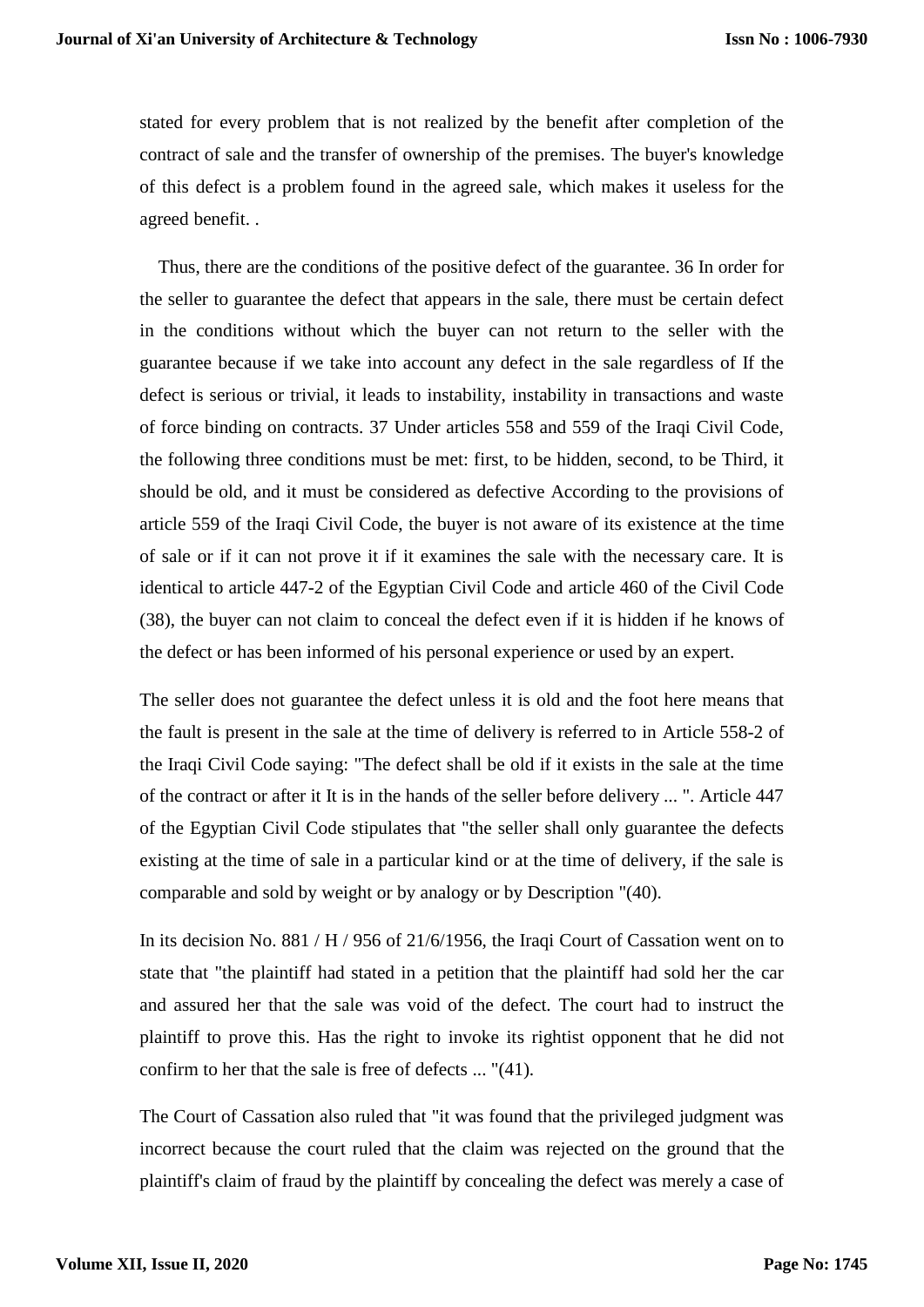stated for every problem that is not realized by the benefit after completion of the contract of sale and the transfer of ownership of the premises. The buyer's knowledge of this defect is a problem found in the agreed sale, which makes it useless for the agreed benefit. .

Thus, there are the conditions of the positive defect of the guarantee. 36 In order for the seller to guarantee the defect that appears in the sale, there must be certain defect in the conditions without which the buyer can not return to the seller with the guarantee because if we take into account any defect in the sale regardless of If the defect is serious or trivial, it leads to instability, instability in transactions and waste of force binding on contracts. 37 Under articles 558 and 559 of the Iraqi Civil Code, the following three conditions must be met: first, to be hidden, second, to be Third, it should be old, and it must be considered as defective According to the provisions of article 559 of the Iraqi Civil Code, the buyer is not aware of its existence at the time of sale or if it can not prove it if it examines the sale with the necessary care. It is identical to article 447-2 of the Egyptian Civil Code and article 460 of the Civil Code (38), the buyer can not claim to conceal the defect even if it is hidden if he knows of the defect or has been informed of his personal experience or used by an expert.

The seller does not guarantee the defect unless it is old and the foot here means that the fault is present in the sale at the time of delivery is referred to in Article 558-2 of the Iraqi Civil Code saying: "The defect shall be old if it exists in the sale at the time of the contract or after it It is in the hands of the seller before delivery ... ". Article 447 of the Egyptian Civil Code stipulates that "the seller shall only guarantee the defects existing at the time of sale in a particular kind or at the time of delivery, if the sale is comparable and sold by weight or by analogy or by Description "(40).

In its decision No. 881 / H / 956 of 21/6/1956, the Iraqi Court of Cassation went on to state that "the plaintiff had stated in a petition that the plaintiff had sold her the car and assured her that the sale was void of the defect. The court had to instruct the plaintiff to prove this. Has the right to invoke its rightist opponent that he did not confirm to her that the sale is free of defects ... "(41).

The Court of Cassation also ruled that "it was found that the privileged judgment was incorrect because the court ruled that the claim was rejected on the ground that the plaintiff's claim of fraud by the plaintiff by concealing the defect was merely a case of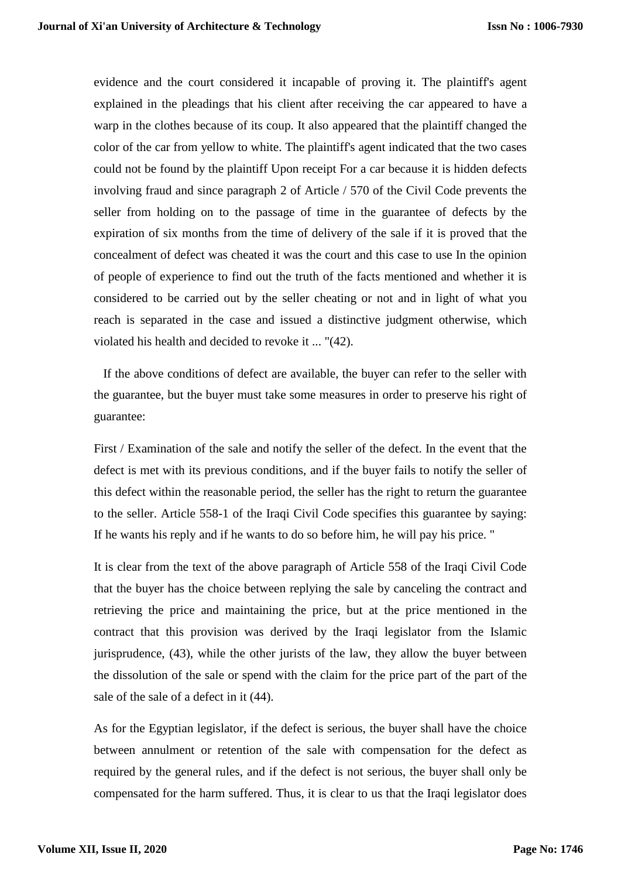evidence and the court considered it incapable of proving it. The plaintiff's agent explained in the pleadings that his client after receiving the car appeared to have a warp in the clothes because of its coup. It also appeared that the plaintiff changed the color of the car from yellow to white. The plaintiff's agent indicated that the two cases could not be found by the plaintiff Upon receipt For a car because it is hidden defects involving fraud and since paragraph 2 of Article / 570 of the Civil Code prevents the seller from holding on to the passage of time in the guarantee of defects by the expiration of six months from the time of delivery of the sale if it is proved that the concealment of defect was cheated it was the court and this case to use In the opinion of people of experience to find out the truth of the facts mentioned and whether it is considered to be carried out by the seller cheating or not and in light of what you reach is separated in the case and issued a distinctive judgment otherwise, which violated his health and decided to revoke it ... "(42).

If the above conditions of defect are available, the buyer can refer to the seller with the guarantee, but the buyer must take some measures in order to preserve his right of guarantee:

First / Examination of the sale and notify the seller of the defect. In the event that the defect is met with its previous conditions, and if the buyer fails to notify the seller of this defect within the reasonable period, the seller has the right to return the guarantee to the seller. Article 558-1 of the Iraqi Civil Code specifies this guarantee by saying: If he wants his reply and if he wants to do so before him, he will pay his price. "

It is clear from the text of the above paragraph of Article 558 of the Iraqi Civil Code that the buyer has the choice between replying the sale by canceling the contract and retrieving the price and maintaining the price, but at the price mentioned in the contract that this provision was derived by the Iraqi legislator from the Islamic jurisprudence, (43), while the other jurists of the law, they allow the buyer between the dissolution of the sale or spend with the claim for the price part of the part of the sale of the sale of a defect in it (44).

As for the Egyptian legislator, if the defect is serious, the buyer shall have the choice between annulment or retention of the sale with compensation for the defect as required by the general rules, and if the defect is not serious, the buyer shall only be compensated for the harm suffered. Thus, it is clear to us that the Iraqi legislator does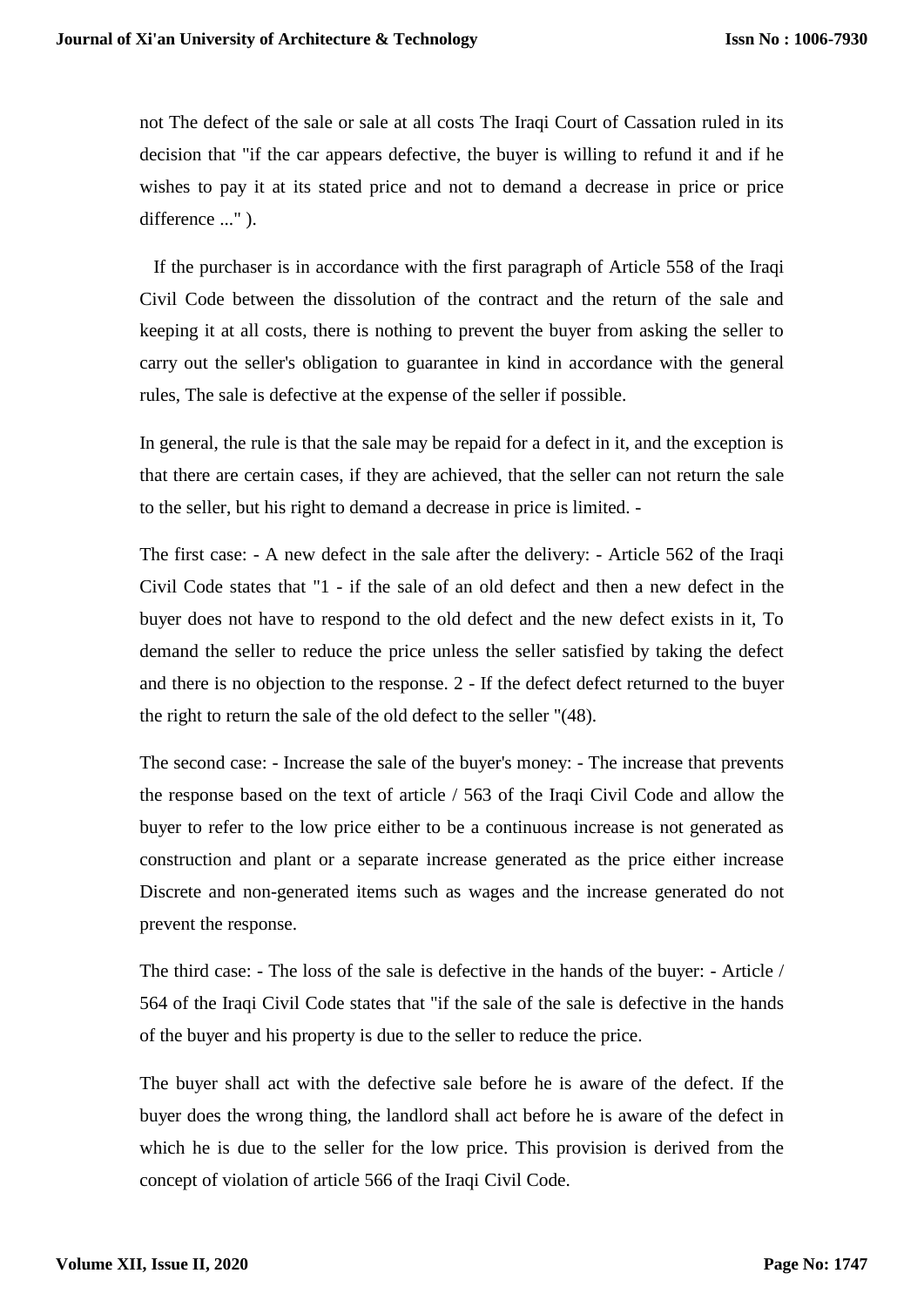not The defect of the sale or sale at all costs The Iraqi Court of Cassation ruled in its decision that "if the car appears defective, the buyer is willing to refund it and if he wishes to pay it at its stated price and not to demand a decrease in price or price difference ..." ).

If the purchaser is in accordance with the first paragraph of Article 558 of the Iraqi Civil Code between the dissolution of the contract and the return of the sale and keeping it at all costs, there is nothing to prevent the buyer from asking the seller to carry out the seller's obligation to guarantee in kind in accordance with the general rules, The sale is defective at the expense of the seller if possible.

In general, the rule is that the sale may be repaid for a defect in it, and the exception is that there are certain cases, if they are achieved, that the seller can not return the sale to the seller, but his right to demand a decrease in price is limited. -

The first case: - A new defect in the sale after the delivery: - Article 562 of the Iraqi Civil Code states that "1 - if the sale of an old defect and then a new defect in the buyer does not have to respond to the old defect and the new defect exists in it, To demand the seller to reduce the price unless the seller satisfied by taking the defect and there is no objection to the response. 2 - If the defect defect returned to the buyer the right to return the sale of the old defect to the seller "(48).

The second case: - Increase the sale of the buyer's money: - The increase that prevents the response based on the text of article / 563 of the Iraqi Civil Code and allow the buyer to refer to the low price either to be a continuous increase is not generated as construction and plant or a separate increase generated as the price either increase Discrete and non-generated items such as wages and the increase generated do not prevent the response.

The third case: - The loss of the sale is defective in the hands of the buyer: - Article / 564 of the Iraqi Civil Code states that "if the sale of the sale is defective in the hands of the buyer and his property is due to the seller to reduce the price.

The buyer shall act with the defective sale before he is aware of the defect. If the buyer does the wrong thing, the landlord shall act before he is aware of the defect in which he is due to the seller for the low price. This provision is derived from the concept of violation of article 566 of the Iraqi Civil Code.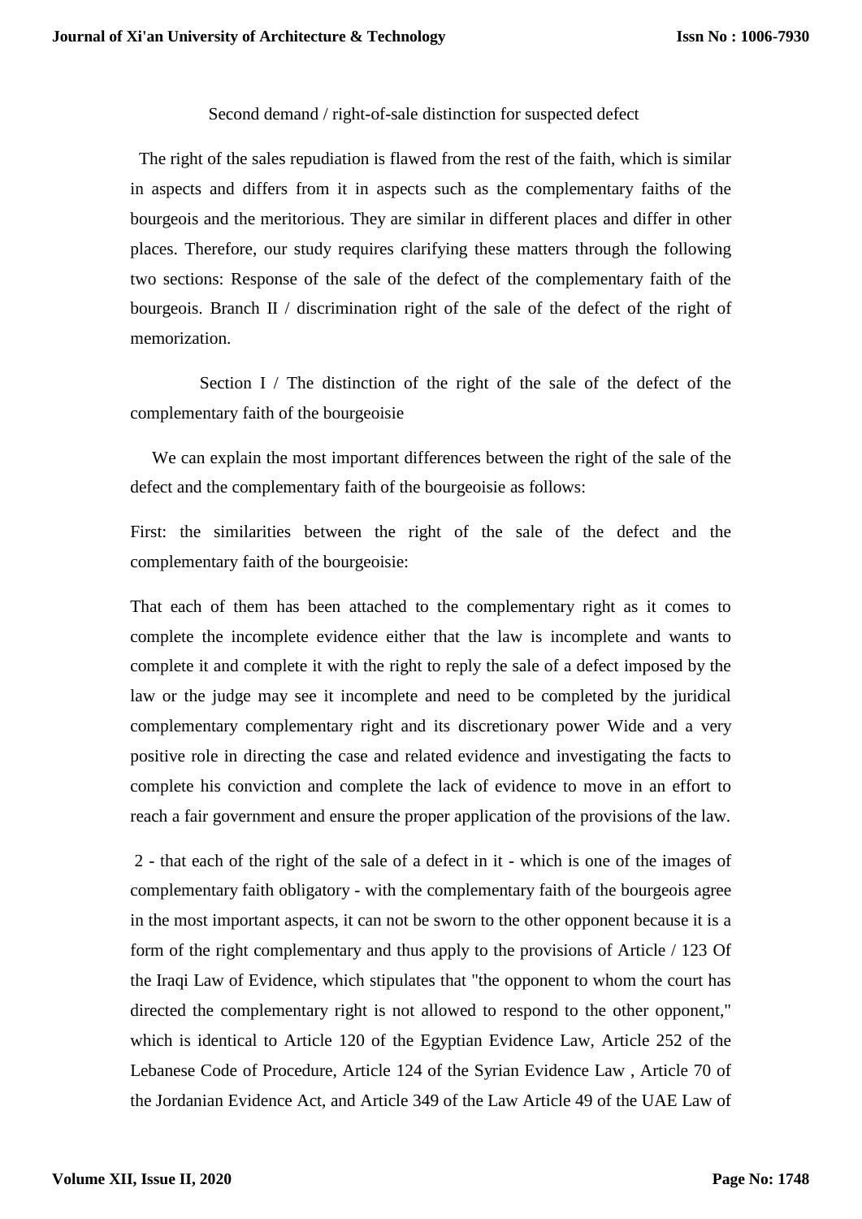## Second demand / right-of-sale distinction for suspected defect

The right of the sales repudiation is flawed from the rest of the faith, which is similar in aspects and differs from it in aspects such as the complementary faiths of the bourgeois and the meritorious. They are similar in different places and differ in other places. Therefore, our study requires clarifying these matters through the following two sections: Response of the sale of the defect of the complementary faith of the bourgeois. Branch II / discrimination right of the sale of the defect of the right of memorization.

### Section I / The distinction of the right of the sale of the defect of the complementary faith of the bourgeoisie

We can explain the most important differences between the right of the sale of the defect and the complementary faith of the bourgeoisie as follows:

First: the similarities between the right of the sale of the defect and the complementary faith of the bourgeoisie:

That each of them has been attached to the complementary right as it comes to complete the incomplete evidence either that the law is incomplete and wants to complete it and complete it with the right to reply the sale of a defect imposed by the law or the judge may see it incomplete and need to be completed by the juridical complementary complementary right and its discretionary power Wide and a very positive role in directing the case and related evidence and investigating the facts to complete his conviction and complete the lack of evidence to move in an effort to reach a fair government and ensure the proper application of the provisions of the law.

2 - that each of the right of the sale of a defect in it - which is one of the images of complementary faith obligatory - with the complementary faith of the bourgeois agree in the most important aspects, it can not be sworn to the other opponent because it is a form of the right complementary and thus apply to the provisions of Article / 123 Of the Iraqi Law of Evidence, which stipulates that "the opponent to whom the court has directed the complementary right is not allowed to respond to the other opponent," which is identical to Article 120 of the Egyptian Evidence Law, Article 252 of the Lebanese Code of Procedure, Article 124 of the Syrian Evidence Law , Article 70 of the Jordanian Evidence Act, and Article 349 of the Law Article 49 of the UAE Law of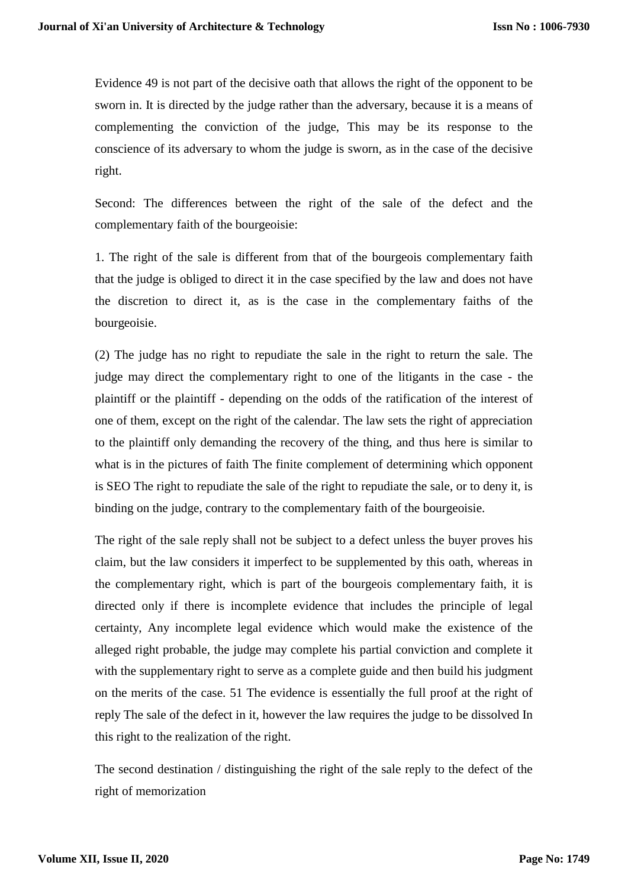Evidence 49 is not part of the decisive oath that allows the right of the opponent to be sworn in. It is directed by the judge rather than the adversary, because it is a means of complementing the conviction of the judge, This may be its response to the conscience of its adversary to whom the judge is sworn, as in the case of the decisive right.

Second: The differences between the right of the sale of the defect and the complementary faith of the bourgeoisie:

1. The right of the sale is different from that of the bourgeois complementary faith that the judge is obliged to direct it in the case specified by the law and does not have the discretion to direct it, as is the case in the complementary faiths of the bourgeoisie.

(2) The judge has no right to repudiate the sale in the right to return the sale. The judge may direct the complementary right to one of the litigants in the case - the plaintiff or the plaintiff - depending on the odds of the ratification of the interest of one of them, except on the right of the calendar. The law sets the right of appreciation to the plaintiff only demanding the recovery of the thing, and thus here is similar to what is in the pictures of faith The finite complement of determining which opponent is SEO The right to repudiate the sale of the right to repudiate the sale, or to deny it, is binding on the judge, contrary to the complementary faith of the bourgeoisie.

The right of the sale reply shall not be subject to a defect unless the buyer proves his claim, but the law considers it imperfect to be supplemented by this oath, whereas in the complementary right, which is part of the bourgeois complementary faith, it is directed only if there is incomplete evidence that includes the principle of legal certainty, Any incomplete legal evidence which would make the existence of the alleged right probable, the judge may complete his partial conviction and complete it with the supplementary right to serve as a complete guide and then build his judgment on the merits of the case. 51 The evidence is essentially the full proof at the right of reply The sale of the defect in it, however the law requires the judge to be dissolved In this right to the realization of the right.

The second destination / distinguishing the right of the sale reply to the defect of the right of memorization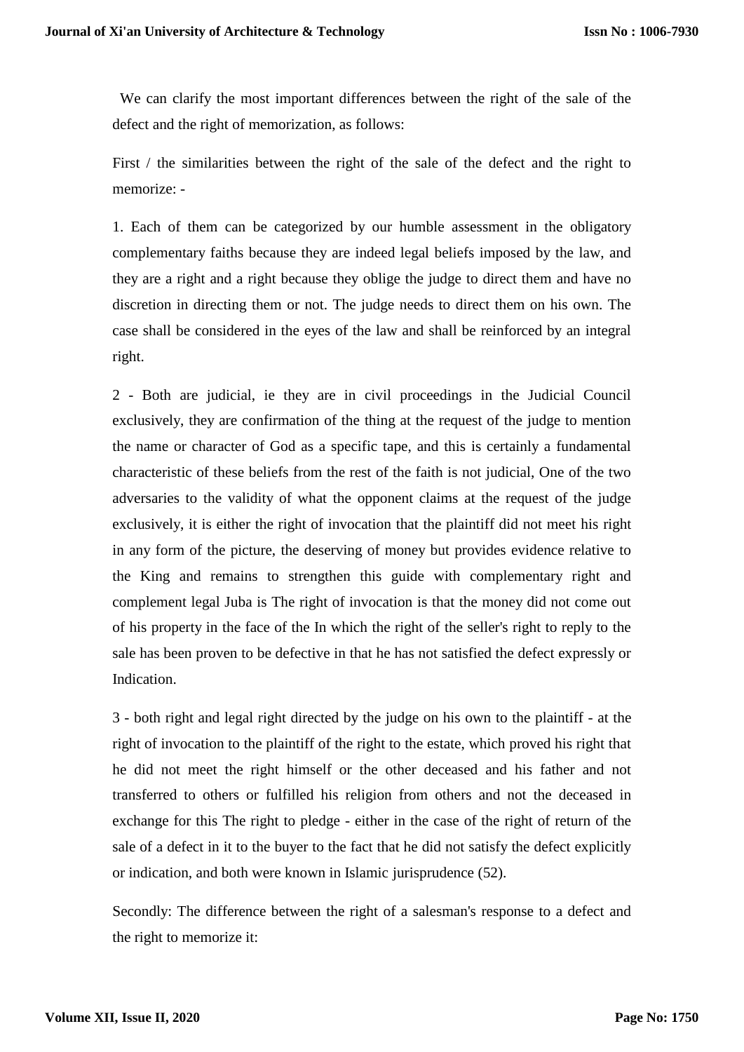We can clarify the most important differences between the right of the sale of the defect and the right of memorization, as follows:

First / the similarities between the right of the sale of the defect and the right to memorize: -

1. Each of them can be categorized by our humble assessment in the obligatory complementary faiths because they are indeed legal beliefs imposed by the law, and they are a right and a right because they oblige the judge to direct them and have no discretion in directing them or not. The judge needs to direct them on his own. The case shall be considered in the eyes of the law and shall be reinforced by an integral right.

2 - Both are judicial, ie they are in civil proceedings in the Judicial Council exclusively, they are confirmation of the thing at the request of the judge to mention the name or character of God as a specific tape, and this is certainly a fundamental characteristic of these beliefs from the rest of the faith is not judicial, One of the two adversaries to the validity of what the opponent claims at the request of the judge exclusively, it is either the right of invocation that the plaintiff did not meet his right in any form of the picture, the deserving of money but provides evidence relative to the King and remains to strengthen this guide with complementary right and complement legal Juba is The right of invocation is that the money did not come out of his property in the face of the In which the right of the seller's right to reply to the sale has been proven to be defective in that he has not satisfied the defect expressly or Indication.

3 - both right and legal right directed by the judge on his own to the plaintiff - at the right of invocation to the plaintiff of the right to the estate, which proved his right that he did not meet the right himself or the other deceased and his father and not transferred to others or fulfilled his religion from others and not the deceased in exchange for this The right to pledge - either in the case of the right of return of the sale of a defect in it to the buyer to the fact that he did not satisfy the defect explicitly or indication, and both were known in Islamic jurisprudence (52).

Secondly: The difference between the right of a salesman's response to a defect and the right to memorize it: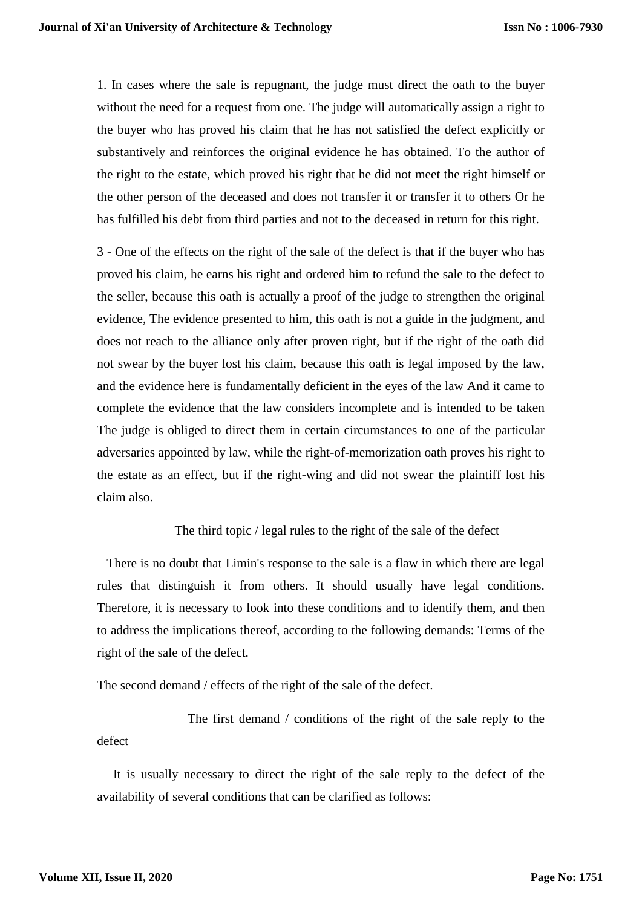1. In cases where the sale is repugnant, the judge must direct the oath to the buyer without the need for a request from one. The judge will automatically assign a right to the buyer who has proved his claim that he has not satisfied the defect explicitly or substantively and reinforces the original evidence he has obtained. To the author of the right to the estate, which proved his right that he did not meet the right himself or the other person of the deceased and does not transfer it or transfer it to others Or he has fulfilled his debt from third parties and not to the deceased in return for this right.

3 - One of the effects on the right of the sale of the defect is that if the buyer who has proved his claim, he earns his right and ordered him to refund the sale to the defect to the seller, because this oath is actually a proof of the judge to strengthen the original evidence, The evidence presented to him, this oath is not a guide in the judgment, and does not reach to the alliance only after proven right, but if the right of the oath did not swear by the buyer lost his claim, because this oath is legal imposed by the law, and the evidence here is fundamentally deficient in the eyes of the law And it came to complete the evidence that the law considers incomplete and is intended to be taken The judge is obliged to direct them in certain circumstances to one of the particular adversaries appointed by law, while the right-of-memorization oath proves his right to the estate as an effect, but if the right-wing and did not swear the plaintiff lost his claim also.

### The third topic / legal rules to the right of the sale of the defect

There is no doubt that Limin's response to the sale is a flaw in which there are legal rules that distinguish it from others. It should usually have legal conditions. Therefore, it is necessary to look into these conditions and to identify them, and then to address the implications thereof, according to the following demands: Terms of the right of the sale of the defect.

The second demand / effects of the right of the sale of the defect.

#### The first demand / conditions of the right of the sale reply to the defect

It is usually necessary to direct the right of the sale reply to the defect of the availability of several conditions that can be clarified as follows: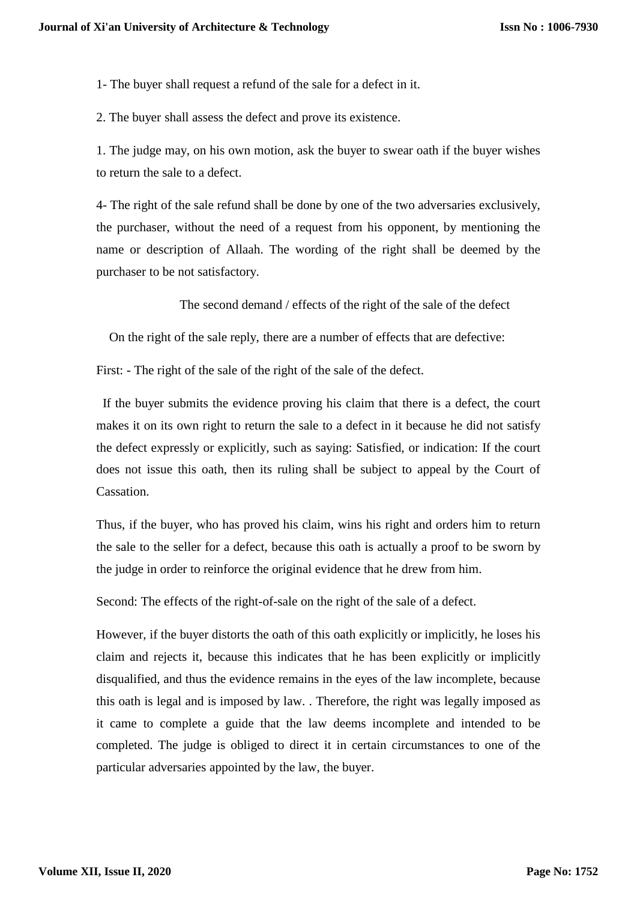1- The buyer shall request a refund of the sale for a defect in it.

2. The buyer shall assess the defect and prove its existence.

1. The judge may, on his own motion, ask the buyer to swear oath if the buyer wishes to return the sale to a defect.

4- The right of the sale refund shall be done by one of the two adversaries exclusively, the purchaser, without the need of a request from his opponent, by mentioning the name or description of Allaah. The wording of the right shall be deemed by the purchaser to be not satisfactory.

### The second demand / effects of the right of the sale of the defect

On the right of the sale reply, there are a number of effects that are defective:

First: - The right of the sale of the right of the sale of the defect.

If the buyer submits the evidence proving his claim that there is a defect, the court makes it on its own right to return the sale to a defect in it because he did not satisfy the defect expressly or explicitly, such as saying: Satisfied, or indication: If the court does not issue this oath, then its ruling shall be subject to appeal by the Court of Cassation.

Thus, if the buyer, who has proved his claim, wins his right and orders him to return the sale to the seller for a defect, because this oath is actually a proof to be sworn by the judge in order to reinforce the original evidence that he drew from him.

Second: The effects of the right-of-sale on the right of the sale of a defect.

However, if the buyer distorts the oath of this oath explicitly or implicitly, he loses his claim and rejects it, because this indicates that he has been explicitly or implicitly disqualified, and thus the evidence remains in the eyes of the law incomplete, because this oath is legal and is imposed by law. . Therefore, the right was legally imposed as it came to complete a guide that the law deems incomplete and intended to be completed. The judge is obliged to direct it in certain circumstances to one of the particular adversaries appointed by the law, the buyer.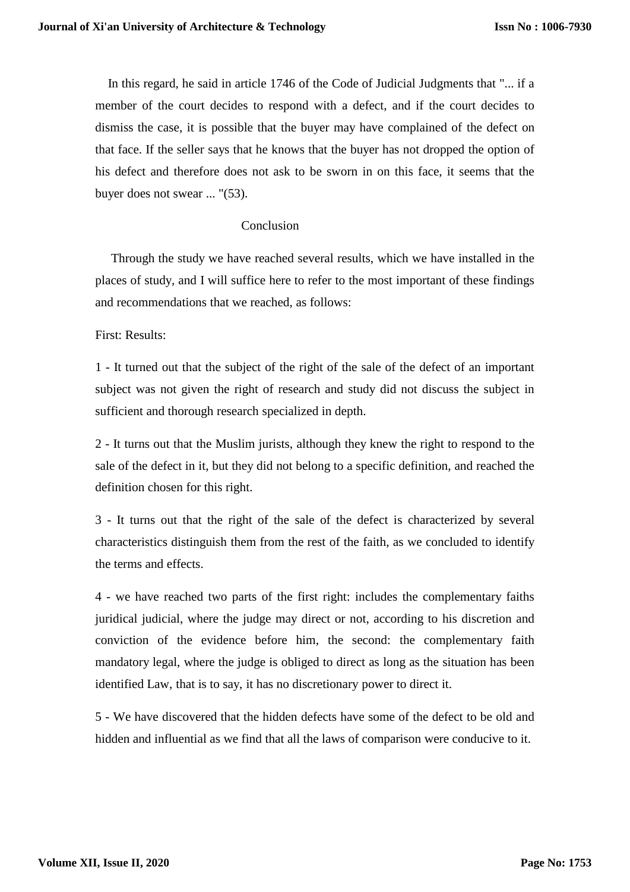In this regard, he said in article 1746 of the Code of Judicial Judgments that "... if a member of the court decides to respond with a defect, and if the court decides to dismiss the case, it is possible that the buyer may have complained of the defect on that face. If the seller says that he knows that the buyer has not dropped the option of his defect and therefore does not ask to be sworn in on this face, it seems that the buyer does not swear ... "(53).

## Conclusion

Through the study we have reached several results, which we have installed in the places of study, and I will suffice here to refer to the most important of these findings and recommendations that we reached, as follows:

First: Results:

1 - It turned out that the subject of the right of the sale of the defect of an important subject was not given the right of research and study did not discuss the subject in sufficient and thorough research specialized in depth.

2 - It turns out that the Muslim jurists, although they knew the right to respond to the sale of the defect in it, but they did not belong to a specific definition, and reached the definition chosen for this right.

3 - It turns out that the right of the sale of the defect is characterized by several characteristics distinguish them from the rest of the faith, as we concluded to identify the terms and effects.

4 - we have reached two parts of the first right: includes the complementary faiths juridical judicial, where the judge may direct or not, according to his discretion and conviction of the evidence before him, the second: the complementary faith mandatory legal, where the judge is obliged to direct as long as the situation has been identified Law, that is to say, it has no discretionary power to direct it.

5 - We have discovered that the hidden defects have some of the defect to be old and hidden and influential as we find that all the laws of comparison were conducive to it.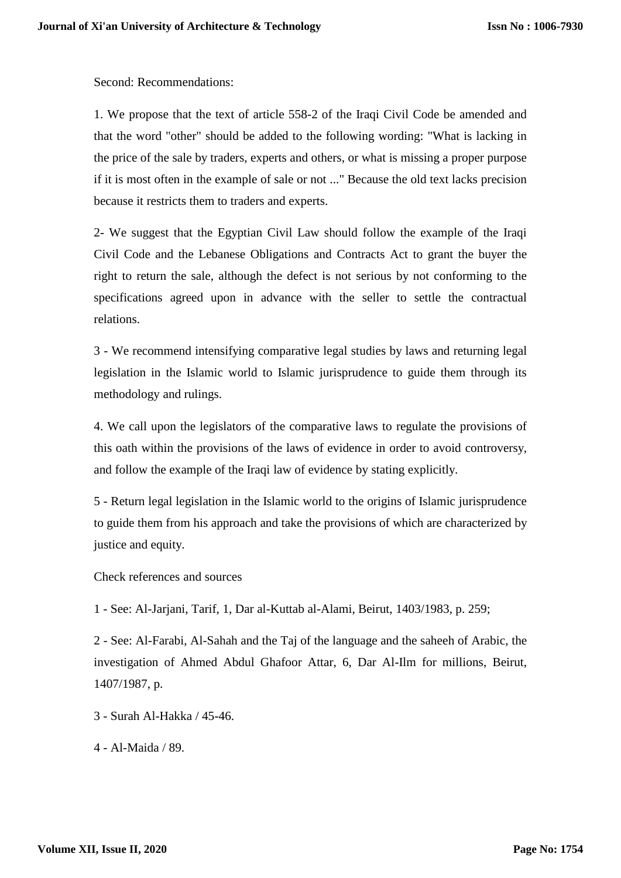Second: Recommendations:

1. We propose that the text of article 558-2 of the Iraqi Civil Code be amended and that the word "other" should be added to the following wording: "What is lacking in the price of the sale by traders, experts and others, or what is missing a proper purpose if it is most often in the example of sale or not ..." Because the old text lacks precision because it restricts them to traders and experts.

2- We suggest that the Egyptian Civil Law should follow the example of the Iraqi Civil Code and the Lebanese Obligations and Contracts Act to grant the buyer the right to return the sale, although the defect is not serious by not conforming to the specifications agreed upon in advance with the seller to settle the contractual relations.

3 - We recommend intensifying comparative legal studies by laws and returning legal legislation in the Islamic world to Islamic jurisprudence to guide them through its methodology and rulings.

4. We call upon the legislators of the comparative laws to regulate the provisions of this oath within the provisions of the laws of evidence in order to avoid controversy, and follow the example of the Iraqi law of evidence by stating explicitly.

5 - Return legal legislation in the Islamic world to the origins of Islamic jurisprudence to guide them from his approach and take the provisions of which are characterized by justice and equity.

Check references and sources

1 - See: Al-Jarjani, Tarif, 1, Dar al-Kuttab al-Alami, Beirut, 1403/1983, p. 259;

2 - See: Al-Farabi, Al-Sahah and the Taj of the language and the saheeh of Arabic, the investigation of Ahmed Abdul Ghafoor Attar, 6, Dar Al-Ilm for millions, Beirut, 1407/1987, p.

3 - Surah Al-Hakka / 45-46.

4 - Al-Maida / 89.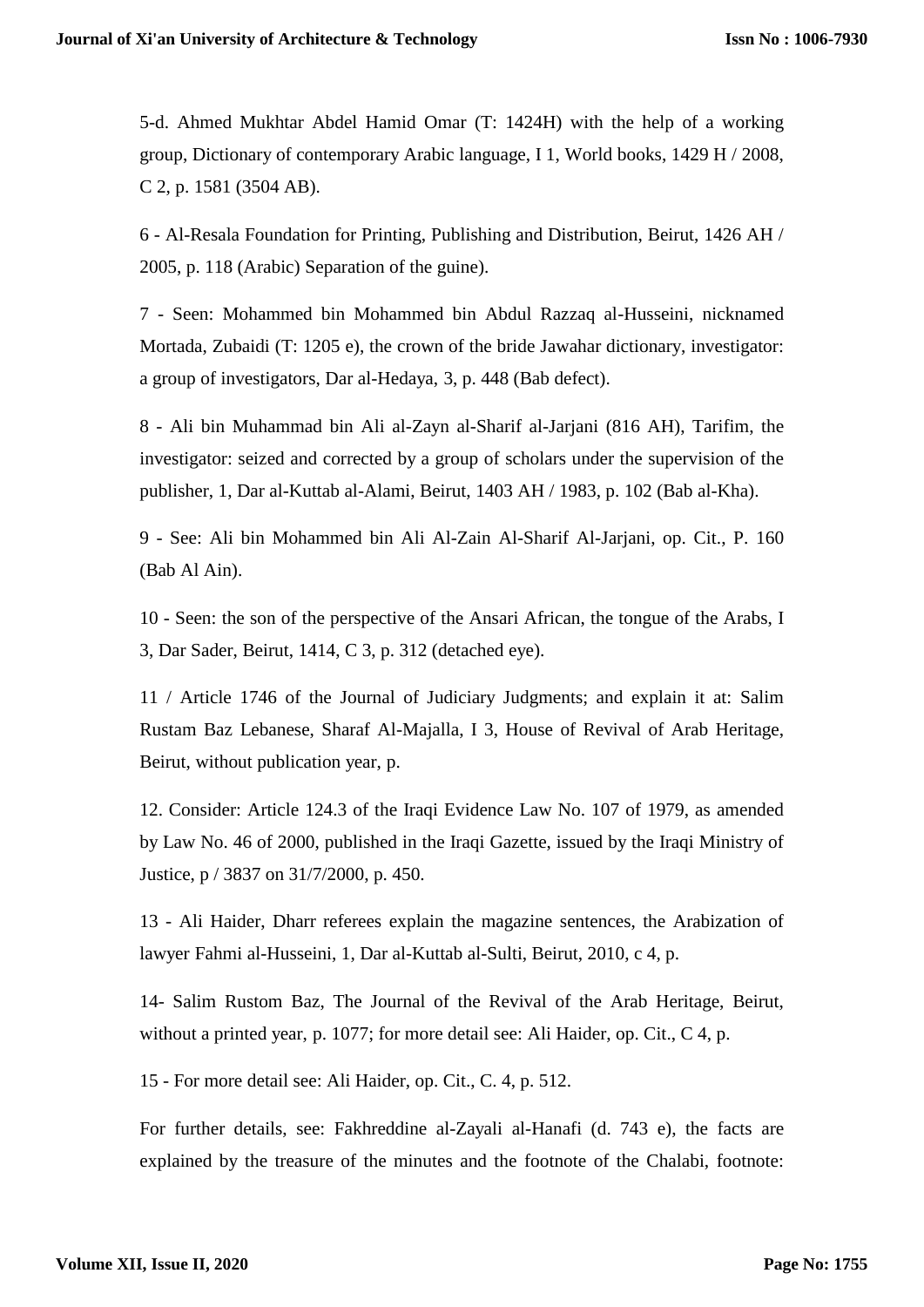5-d. Ahmed Mukhtar Abdel Hamid Omar (T: 1424H) with the help of a working group, Dictionary of contemporary Arabic language, I 1, World books, 1429 H / 2008, C 2, p. 1581 (3504 AB).

6 - Al-Resala Foundation for Printing, Publishing and Distribution, Beirut, 1426 AH / 2005, p. 118 (Arabic) Separation of the guine).

7 - Seen: Mohammed bin Mohammed bin Abdul Razzaq al-Husseini, nicknamed Mortada, Zubaidi (T: 1205 e), the crown of the bride Jawahar dictionary, investigator: a group of investigators, Dar al-Hedaya, 3, p. 448 (Bab defect).

8 - Ali bin Muhammad bin Ali al-Zayn al-Sharif al-Jarjani (816 AH), Tarifim, the investigator: seized and corrected by a group of scholars under the supervision of the publisher, 1, Dar al-Kuttab al-Alami, Beirut, 1403 AH / 1983, p. 102 (Bab al-Kha).

9 - See: Ali bin Mohammed bin Ali Al-Zain Al-Sharif Al-Jarjani, op. Cit., P. 160 (Bab Al Ain).

10 - Seen: the son of the perspective of the Ansari African, the tongue of the Arabs, I 3, Dar Sader, Beirut, 1414, C 3, p. 312 (detached eye).

11 / Article 1746 of the Journal of Judiciary Judgments; and explain it at: Salim Rustam Baz Lebanese, Sharaf Al-Majalla, I 3, House of Revival of Arab Heritage, Beirut, without publication year, p.

12. Consider: Article 124.3 of the Iraqi Evidence Law No. 107 of 1979, as amended by Law No. 46 of 2000, published in the Iraqi Gazette, issued by the Iraqi Ministry of Justice, p / 3837 on 31/7/2000, p. 450.

13 - Ali Haider, Dharr referees explain the magazine sentences, the Arabization of lawyer Fahmi al-Husseini, 1, Dar al-Kuttab al-Sulti, Beirut, 2010, c 4, p.

14- Salim Rustom Baz, The Journal of the Revival of the Arab Heritage, Beirut, without a printed year, p. 1077; for more detail see: Ali Haider, op. Cit., C 4, p.

15 - For more detail see: Ali Haider, op. Cit., C. 4, p. 512.

For further details, see: Fakhreddine al-Zayali al-Hanafi (d. 743 e), the facts are explained by the treasure of the minutes and the footnote of the Chalabi, footnote: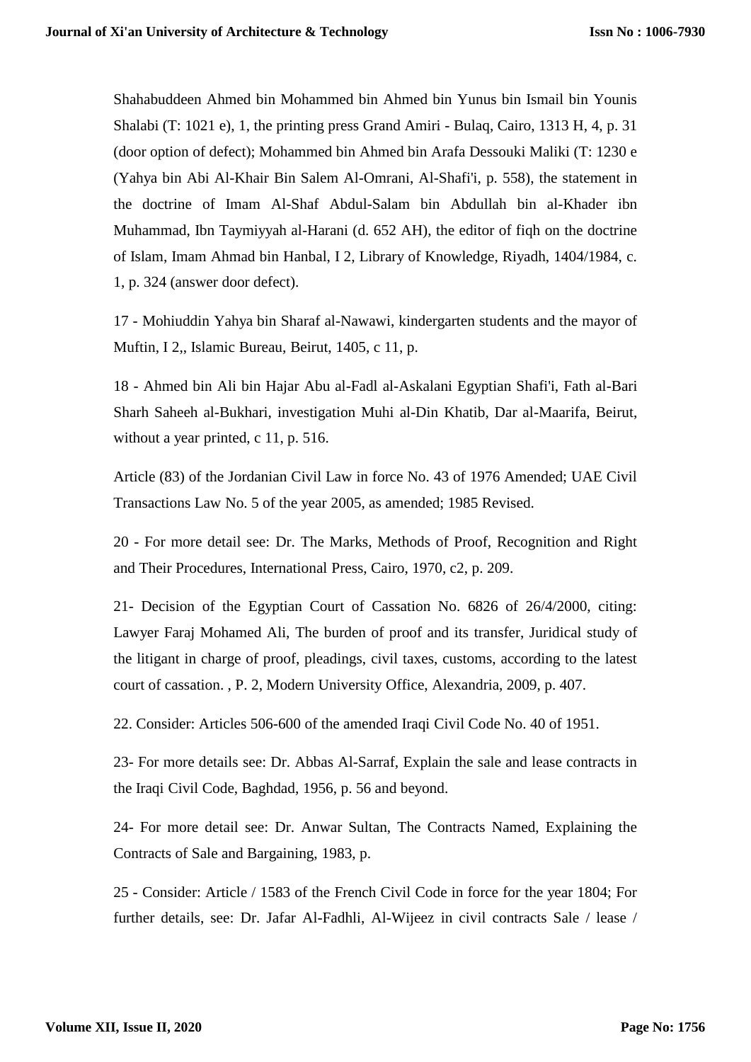Shahabuddeen Ahmed bin Mohammed bin Ahmed bin Yunus bin Ismail bin Younis Shalabi (T: 1021 e), 1, the printing press Grand Amiri - Bulaq, Cairo, 1313 H, 4, p. 31 (door option of defect); Mohammed bin Ahmed bin Arafa Dessouki Maliki (T: 1230 e (Yahya bin Abi Al-Khair Bin Salem Al-Omrani, Al-Shafi'i, p. 558), the statement in the doctrine of Imam Al-Shaf Abdul-Salam bin Abdullah bin al-Khader ibn Muhammad, Ibn Taymiyyah al-Harani (d. 652 AH), the editor of fiqh on the doctrine of Islam, Imam Ahmad bin Hanbal, I 2, Library of Knowledge, Riyadh, 1404/1984, c. 1, p. 324 (answer door defect).

17 - Mohiuddin Yahya bin Sharaf al-Nawawi, kindergarten students and the mayor of Muftin, I 2,, Islamic Bureau, Beirut, 1405, c 11, p.

18 - Ahmed bin Ali bin Hajar Abu al-Fadl al-Askalani Egyptian Shafi'i, Fath al-Bari Sharh Saheeh al-Bukhari, investigation Muhi al-Din Khatib, Dar al-Maarifa, Beirut, without a year printed, c 11, p. 516.

Article (83) of the Jordanian Civil Law in force No. 43 of 1976 Amended; UAE Civil Transactions Law No. 5 of the year 2005, as amended; 1985 Revised.

20 - For more detail see: Dr. The Marks, Methods of Proof, Recognition and Right and Their Procedures, International Press, Cairo, 1970, c2, p. 209.

21- Decision of the Egyptian Court of Cassation No. 6826 of 26/4/2000, citing: Lawyer Faraj Mohamed Ali, The burden of proof and its transfer, Juridical study of the litigant in charge of proof, pleadings, civil taxes, customs, according to the latest court of cassation. , P. 2, Modern University Office, Alexandria, 2009, p. 407.

22. Consider: Articles 506-600 of the amended Iraqi Civil Code No. 40 of 1951.

23- For more details see: Dr. Abbas Al-Sarraf, Explain the sale and lease contracts in the Iraqi Civil Code, Baghdad, 1956, p. 56 and beyond.

24- For more detail see: Dr. Anwar Sultan, The Contracts Named, Explaining the Contracts of Sale and Bargaining, 1983, p.

25 - Consider: Article / 1583 of the French Civil Code in force for the year 1804; For further details, see: Dr. Jafar Al-Fadhli, Al-Wijeez in civil contracts Sale / lease /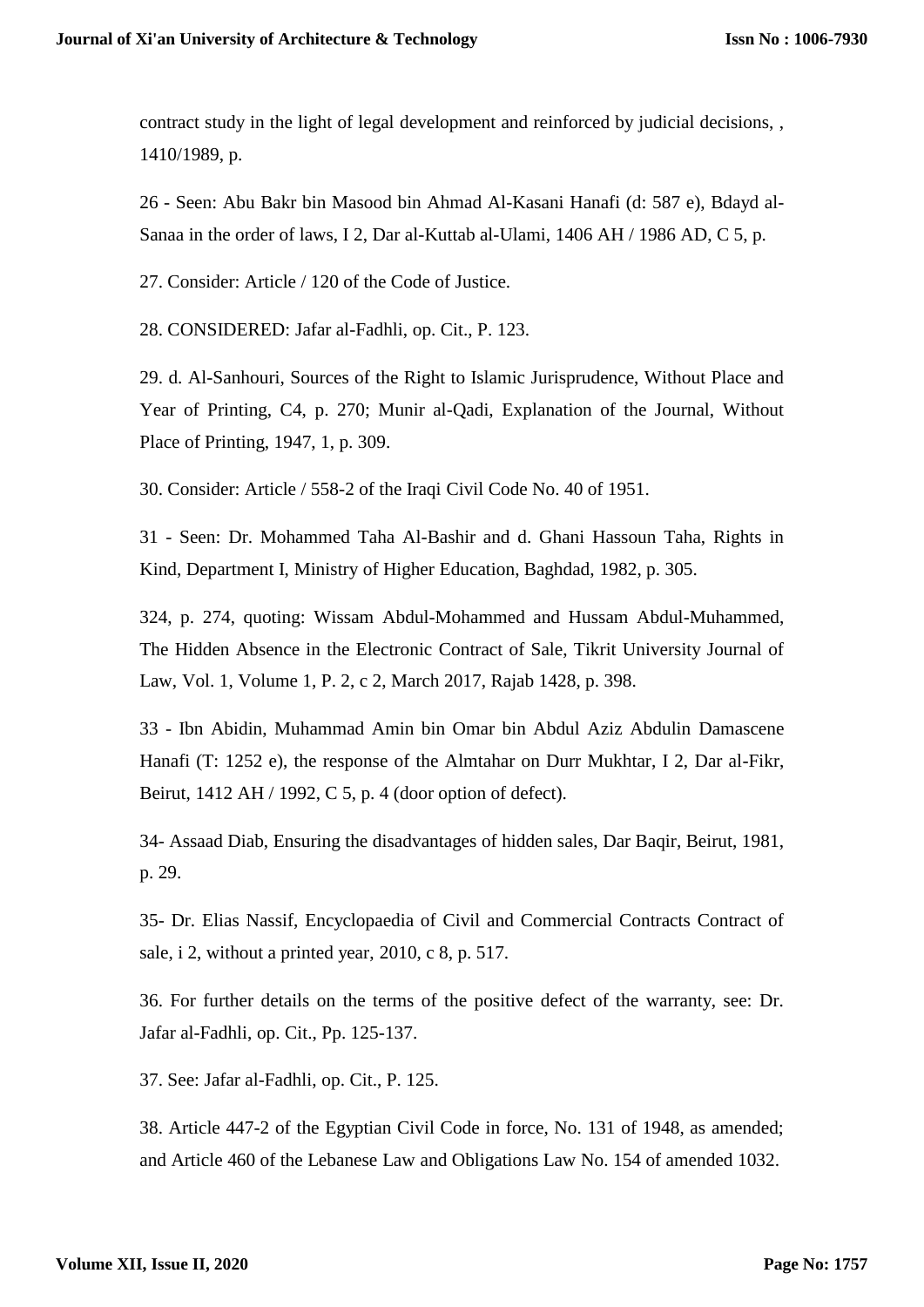contract study in the light of legal development and reinforced by judicial decisions, , 1410/1989, p.

26 - Seen: Abu Bakr bin Masood bin Ahmad Al-Kasani Hanafi (d: 587 e), Bdayd al-Sanaa in the order of laws, I 2, Dar al-Kuttab al-Ulami, 1406 AH / 1986 AD, C 5, p.

27. Consider: Article / 120 of the Code of Justice.

28. CONSIDERED: Jafar al-Fadhli, op. Cit., P. 123.

29. d. Al-Sanhouri, Sources of the Right to Islamic Jurisprudence, Without Place and Year of Printing, C4, p. 270; Munir al-Qadi, Explanation of the Journal, Without Place of Printing, 1947, 1, p. 309.

30. Consider: Article / 558-2 of the Iraqi Civil Code No. 40 of 1951.

31 - Seen: Dr. Mohammed Taha Al-Bashir and d. Ghani Hassoun Taha, Rights in Kind, Department I, Ministry of Higher Education, Baghdad, 1982, p. 305.

324, p. 274, quoting: Wissam Abdul-Mohammed and Hussam Abdul-Muhammed, The Hidden Absence in the Electronic Contract of Sale, Tikrit University Journal of Law, Vol. 1, Volume 1, P. 2, c 2, March 2017, Rajab 1428, p. 398.

33 - Ibn Abidin, Muhammad Amin bin Omar bin Abdul Aziz Abdulin Damascene Hanafi (T: 1252 e), the response of the Almtahar on Durr Mukhtar, I 2, Dar al-Fikr, Beirut, 1412 AH / 1992, C 5, p. 4 (door option of defect).

34- Assaad Diab, Ensuring the disadvantages of hidden sales, Dar Baqir, Beirut, 1981, p. 29.

35- Dr. Elias Nassif, Encyclopaedia of Civil and Commercial Contracts Contract of sale, i 2, without a printed year, 2010, c 8, p. 517.

36. For further details on the terms of the positive defect of the warranty, see: Dr. Jafar al-Fadhli, op. Cit., Pp. 125-137.

37. See: Jafar al-Fadhli, op. Cit., P. 125.

38. Article 447-2 of the Egyptian Civil Code in force, No. 131 of 1948, as amended; and Article 460 of the Lebanese Law and Obligations Law No. 154 of amended 1032.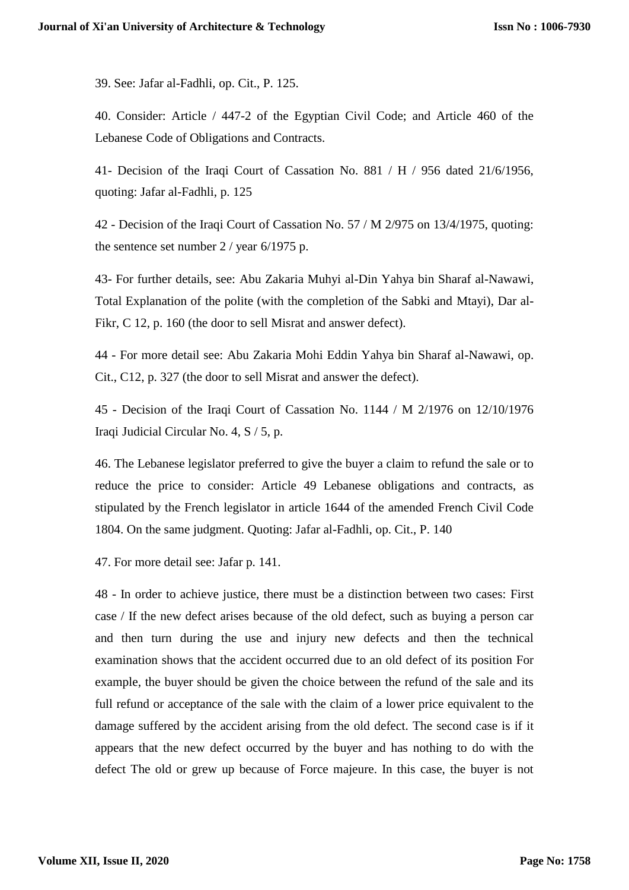39. See: Jafar al-Fadhli, op. Cit., P. 125.

40. Consider: Article / 447-2 of the Egyptian Civil Code; and Article 460 of the Lebanese Code of Obligations and Contracts.

41- Decision of the Iraqi Court of Cassation No. 881 / H / 956 dated 21/6/1956, quoting: Jafar al-Fadhli, p. 125

42 - Decision of the Iraqi Court of Cassation No. 57 / M 2/975 on 13/4/1975, quoting: the sentence set number 2 / year 6/1975 p.

43- For further details, see: Abu Zakaria Muhyi al-Din Yahya bin Sharaf al-Nawawi, Total Explanation of the polite (with the completion of the Sabki and Mtayi), Dar al-Fikr, C 12, p. 160 (the door to sell Misrat and answer defect).

44 - For more detail see: Abu Zakaria Mohi Eddin Yahya bin Sharaf al-Nawawi, op. Cit., C12, p. 327 (the door to sell Misrat and answer the defect).

45 - Decision of the Iraqi Court of Cassation No. 1144 / M 2/1976 on 12/10/1976 Iraqi Judicial Circular No. 4, S / 5, p.

46. The Lebanese legislator preferred to give the buyer a claim to refund the sale or to reduce the price to consider: Article 49 Lebanese obligations and contracts, as stipulated by the French legislator in article 1644 of the amended French Civil Code 1804. On the same judgment. Quoting: Jafar al-Fadhli, op. Cit., P. 140

47. For more detail see: Jafar p. 141.

48 - In order to achieve justice, there must be a distinction between two cases: First case / If the new defect arises because of the old defect, such as buying a person car and then turn during the use and injury new defects and then the technical examination shows that the accident occurred due to an old defect of its position For example, the buyer should be given the choice between the refund of the sale and its full refund or acceptance of the sale with the claim of a lower price equivalent to the damage suffered by the accident arising from the old defect. The second case is if it appears that the new defect occurred by the buyer and has nothing to do with the defect The old or grew up because of Force majeure. In this case, the buyer is not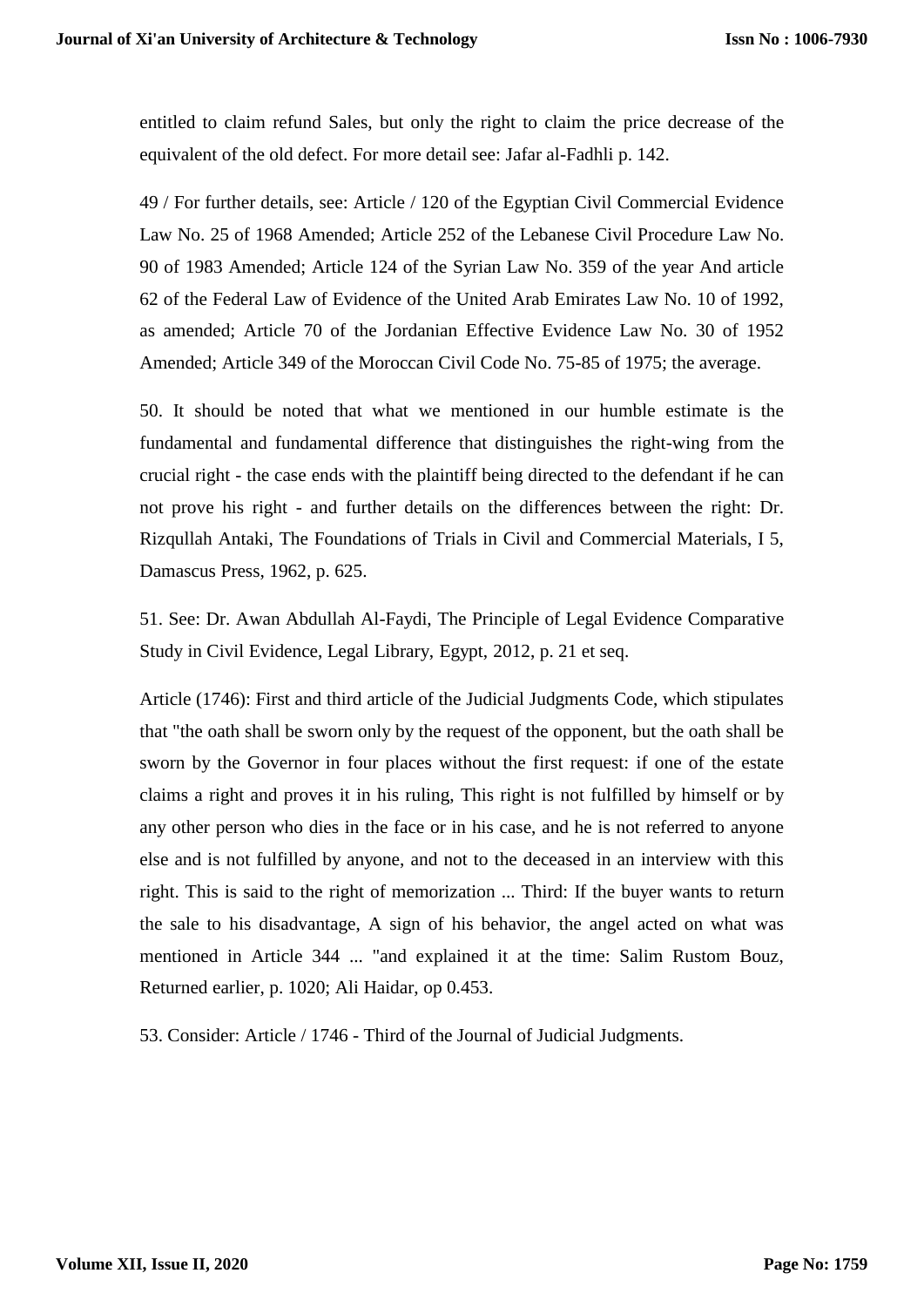entitled to claim refund Sales, but only the right to claim the price decrease of the equivalent of the old defect. For more detail see: Jafar al-Fadhli p. 142.

49 / For further details, see: Article / 120 of the Egyptian Civil Commercial Evidence Law No. 25 of 1968 Amended; Article 252 of the Lebanese Civil Procedure Law No. 90 of 1983 Amended; Article 124 of the Syrian Law No. 359 of the year And article 62 of the Federal Law of Evidence of the United Arab Emirates Law No. 10 of 1992, as amended; Article 70 of the Jordanian Effective Evidence Law No. 30 of 1952 Amended; Article 349 of the Moroccan Civil Code No. 75-85 of 1975; the average.

50. It should be noted that what we mentioned in our humble estimate is the fundamental and fundamental difference that distinguishes the right-wing from the crucial right - the case ends with the plaintiff being directed to the defendant if he can not prove his right - and further details on the differences between the right: Dr. Rizqullah Antaki, The Foundations of Trials in Civil and Commercial Materials, I 5, Damascus Press, 1962, p. 625.

51. See: Dr. Awan Abdullah Al-Faydi, The Principle of Legal Evidence Comparative Study in Civil Evidence, Legal Library, Egypt, 2012, p. 21 et seq.

Article (1746): First and third article of the Judicial Judgments Code, which stipulates that "the oath shall be sworn only by the request of the opponent, but the oath shall be sworn by the Governor in four places without the first request: if one of the estate claims a right and proves it in his ruling, This right is not fulfilled by himself or by any other person who dies in the face or in his case, and he is not referred to anyone else and is not fulfilled by anyone, and not to the deceased in an interview with this right. This is said to the right of memorization ... Third: If the buyer wants to return the sale to his disadvantage, A sign of his behavior, the angel acted on what was mentioned in Article 344 ... "and explained it at the time: Salim Rustom Bouz, Returned earlier, p. 1020; Ali Haidar, op 0.453.

53. Consider: Article / 1746 - Third of the Journal of Judicial Judgments.